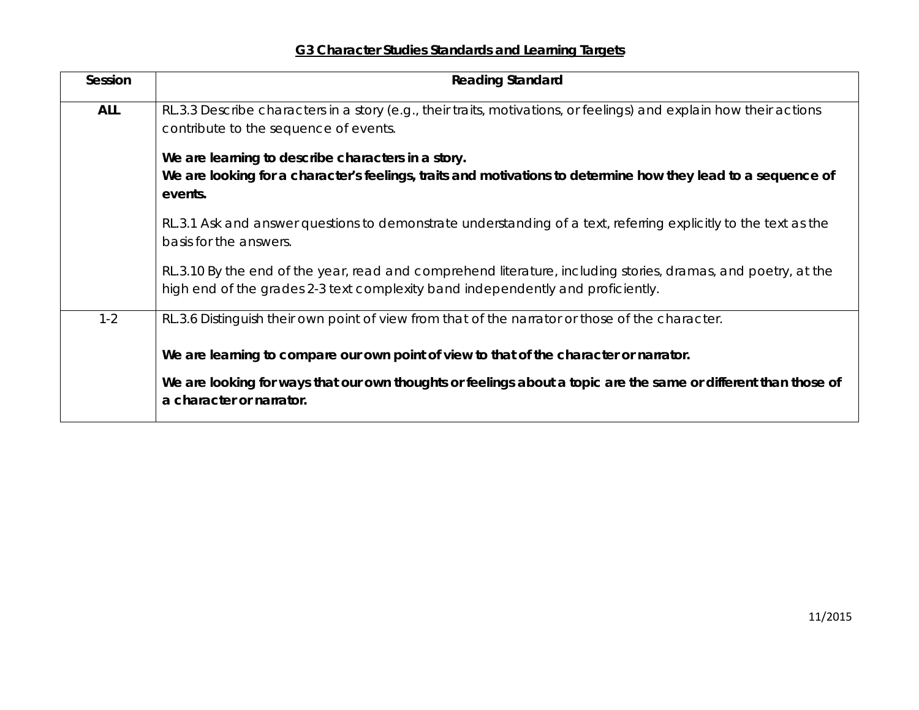# G3 Character Studies Standards and Learning Targets

| Session | Reading Standard |
| --- | --- |
| **ALL** | RL.3.3 Describe characters in a story (e.g., their traits, motivations, or feelings) and explain how their actions contribute to the sequence of events.<br><br>**We are learning to describe characters in a story.**<br>**We are looking for a character's feelings, traits and motivations to determine how they lead to a sequence of events.**<br><br>RL.3.1 Ask and answer questions to demonstrate understanding of a text, referring explicitly to the text as the basis for the answers.<br><br>RL.3.10 By the end of the year, read and comprehend literature, including stories, dramas, and poetry, at the high end of the grades 2-3 text complexity band independently and proficiently. |
| 1-2 | RL.3.6 Distinguish their own point of view from that of the narrator or those of the character.<br><br>**We are learning to compare our own point of view to that of the character or narrator.**<br><br>**We are looking for ways that our own thoughts or feelings about a topic are the same or different than those of a character or narrator.** |

11/2015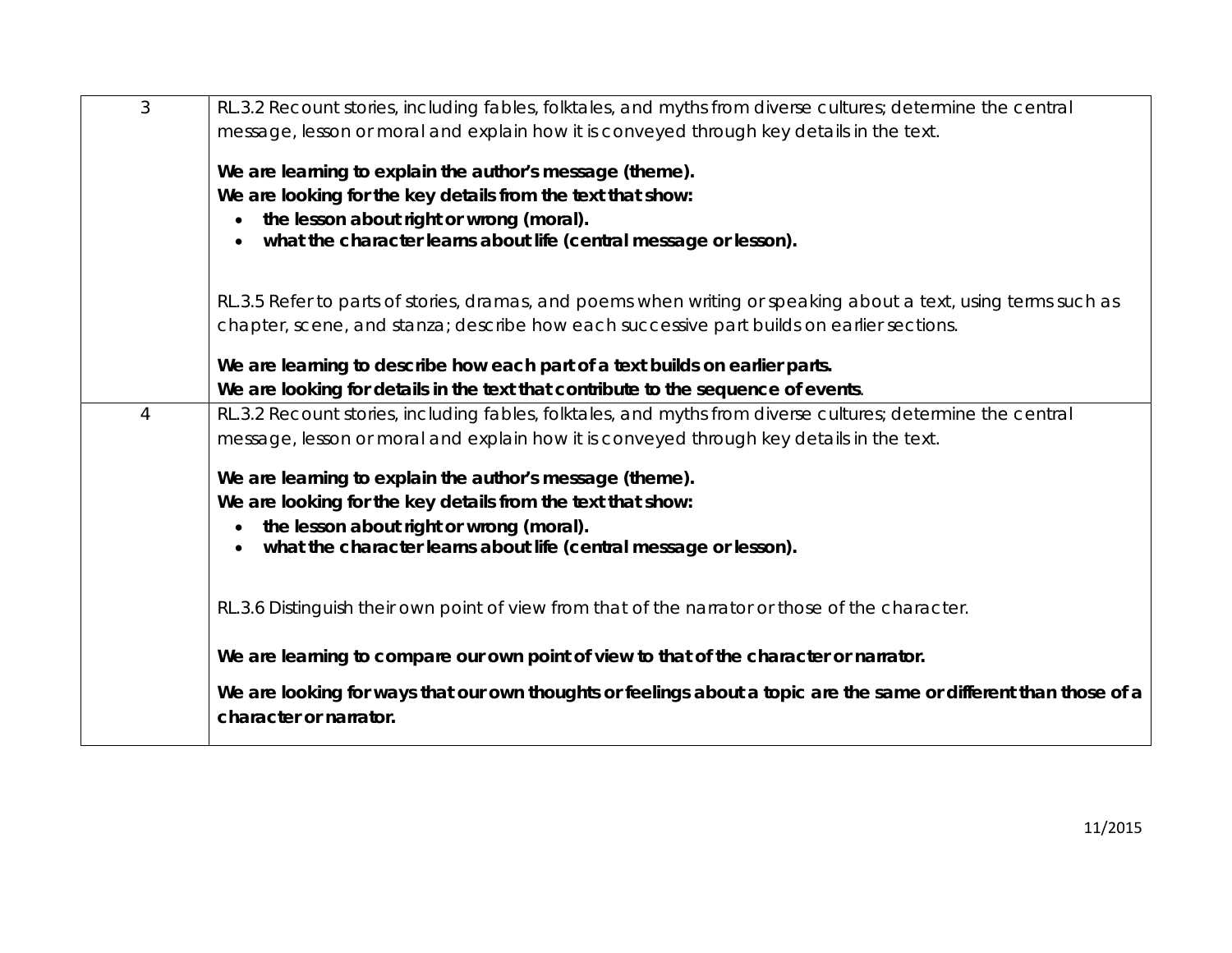| | |
|---|---|
| 3 | RL.3.2 Recount stories, including fables, folktales, and myths from diverse cultures; determine the central message, lesson or moral and explain how it is conveyed through key details in the text.<br><br>**We are learning to explain the author's message (theme).**<br>**We are looking for the key details from the text that show:**<br>• **the lesson about right or wrong (moral).**<br>• **what the character learns about life (central message or lesson).**<br><br>RL.3.5 Refer to parts of stories, dramas, and poems when writing or speaking about a text, using terms such as chapter, scene, and stanza; describe how each successive part builds on earlier sections.<br><br>**We are learning to describe how each part of a text builds on earlier parts.**<br>**We are looking for details in the text that contribute to the sequence of events**. |
| 4 | RL.3.2 Recount stories, including fables, folktales, and myths from diverse cultures; determine the central message, lesson or moral and explain how it is conveyed through key details in the text.<br><br>**We are learning to explain the author's message (theme).**<br>**We are looking for the key details from the text that show:**<br>• **the lesson about right or wrong (moral).**<br>• **what the character learns about life (central message or lesson).**<br><br>RL.3.6 Distinguish their own point of view from that of the narrator or those of the character.<br><br>**We are learning to compare our own point of view to that of the character or narrator.**<br><br>**We are looking for ways that our own thoughts or feelings about a topic are the same or different than those of a character or narrator.** |

11/2015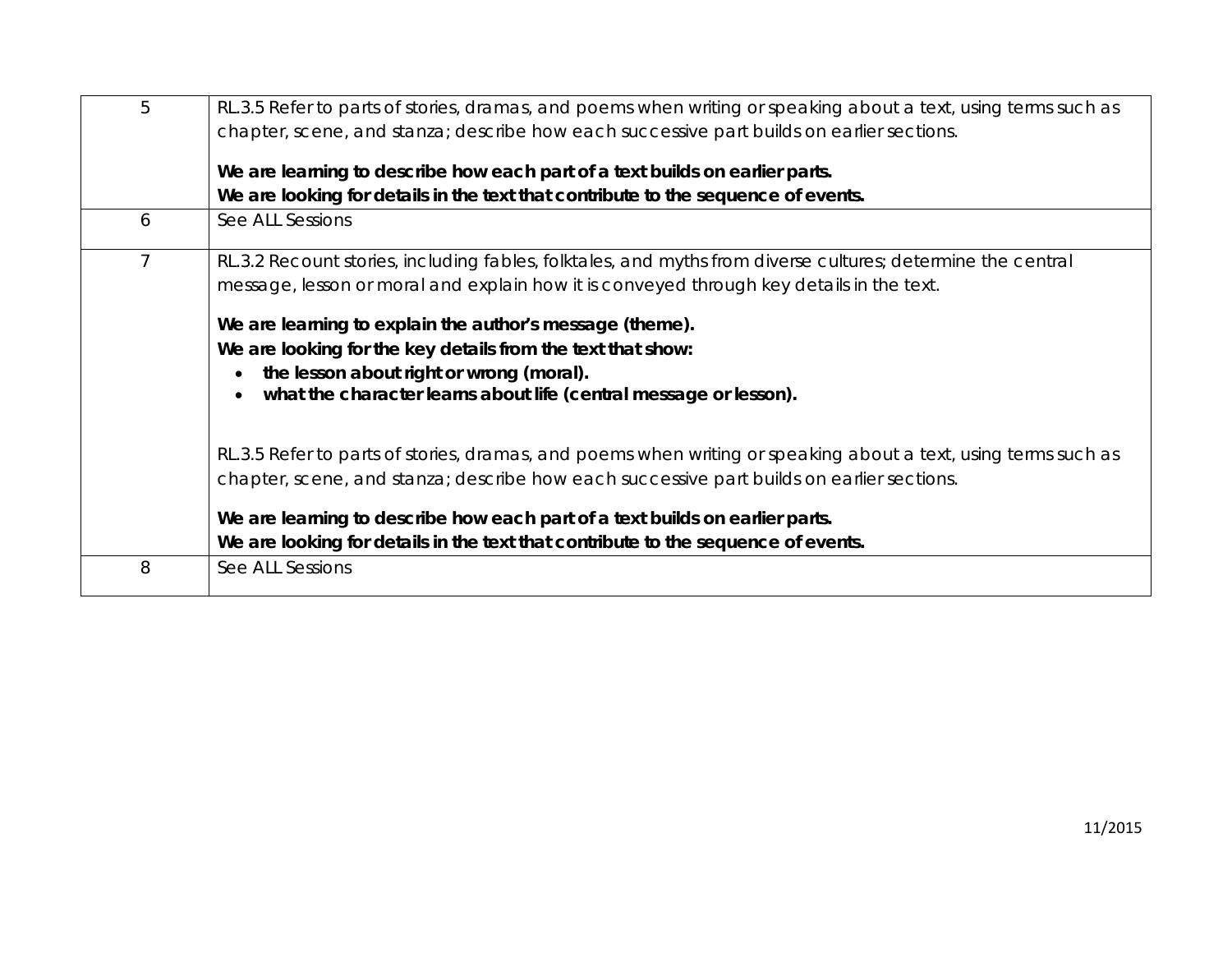| | |
|---|---|
| 5 | RL.3.5 Refer to parts of stories, dramas, and poems when writing or speaking about a text, using terms such as chapter, scene, and stanza; describe how each successive part builds on earlier sections.<br><br>**We are learning to describe how each part of a text builds on earlier parts.**<br>**We are looking for details in the text that contribute to the sequence of events.** |
| 6 | See ALL Sessions |
| 7 | RL.3.2 Recount stories, including fables, folktales, and myths from diverse cultures; determine the central message, lesson or moral and explain how it is conveyed through key details in the text.<br><br>**We are learning to explain the author's message (theme).**<br>**We are looking for the key details from the text that show:**<br>• **the lesson about right or wrong (moral).**<br>• **what the character learns about life (central message or lesson).**<br><br>RL.3.5 Refer to parts of stories, dramas, and poems when writing or speaking about a text, using terms such as chapter, scene, and stanza; describe how each successive part builds on earlier sections.<br><br>**We are learning to describe how each part of a text builds on earlier parts.**<br>**We are looking for details in the text that contribute to the sequence of events.** |
| 8 | See ALL Sessions |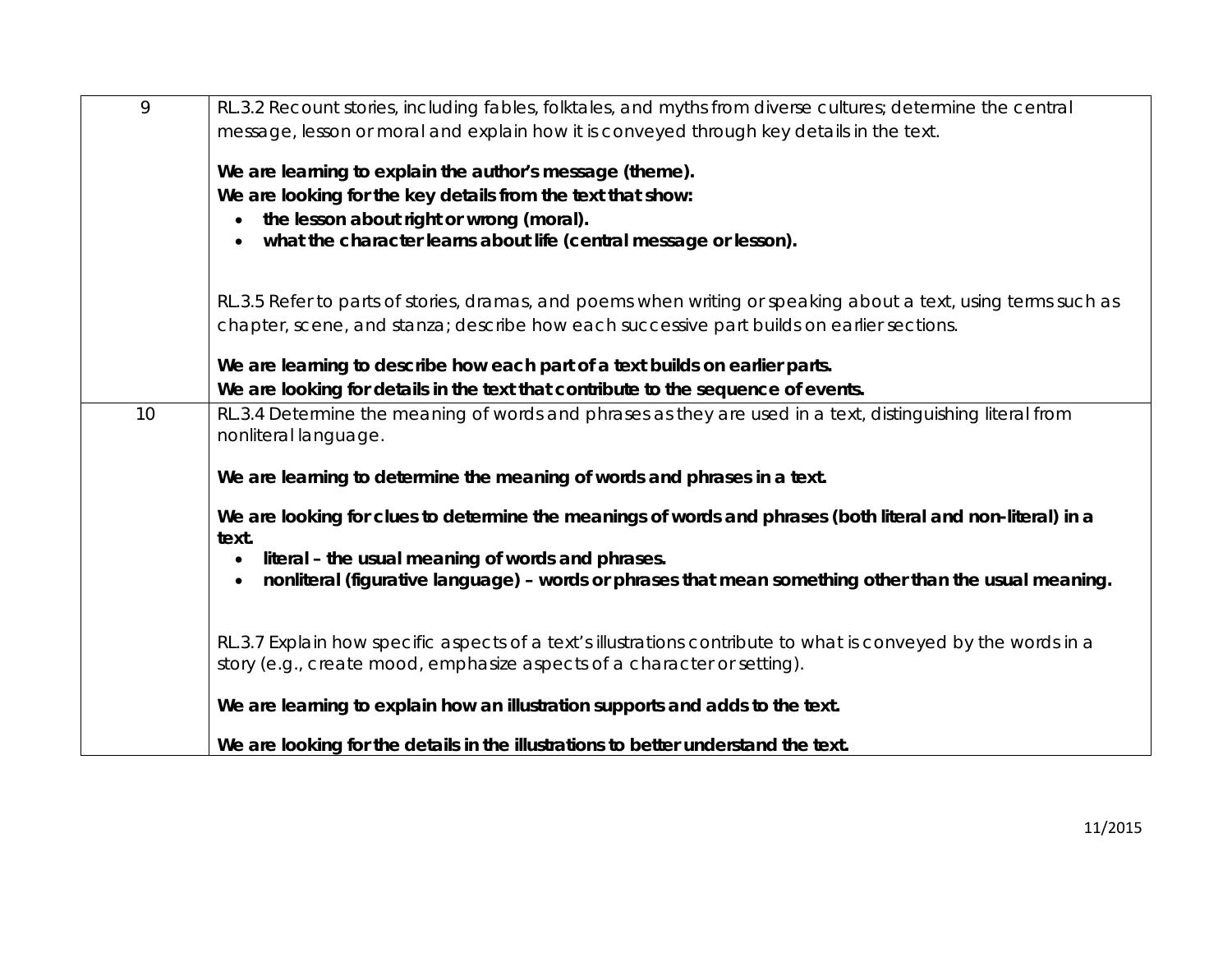| | |
|---|---|
| 9 | RL.3.2 Recount stories, including fables, folktales, and myths from diverse cultures; determine the central message, lesson or moral and explain how it is conveyed through key details in the text.<br><br>**We are learning to explain the author's message (theme).**<br>**We are looking for the key details from the text that show:**<br>• **the lesson about right or wrong (moral).**<br>• **what the character learns about life (central message or lesson).**<br><br>RL.3.5 Refer to parts of stories, dramas, and poems when writing or speaking about a text, using terms such as chapter, scene, and stanza; describe how each successive part builds on earlier sections.<br><br>**We are learning to describe how each part of a text builds on earlier parts.**<br>**We are looking for details in the text that contribute to the sequence of events.** |
| 10 | RL.3.4 Determine the meaning of words and phrases as they are used in a text, distinguishing literal from nonliteral language.<br><br>**We are learning to determine the meaning of words and phrases in a text.**<br><br>**We are looking for clues to determine the meanings of words and phrases (both literal and non-literal) in a text.**<br>• **literal – the usual meaning of words and phrases.**<br>• **nonliteral (figurative language) – words or phrases that mean something other than the usual meaning.**<br><br>RL.3.7 Explain how specific aspects of a text's illustrations contribute to what is conveyed by the words in a story (e.g., create mood, emphasize aspects of a character or setting).<br><br>**We are learning to explain how an illustration supports and adds to the text.**<br><br>**We are looking for the details in the illustrations to better understand the text.** |

11/2015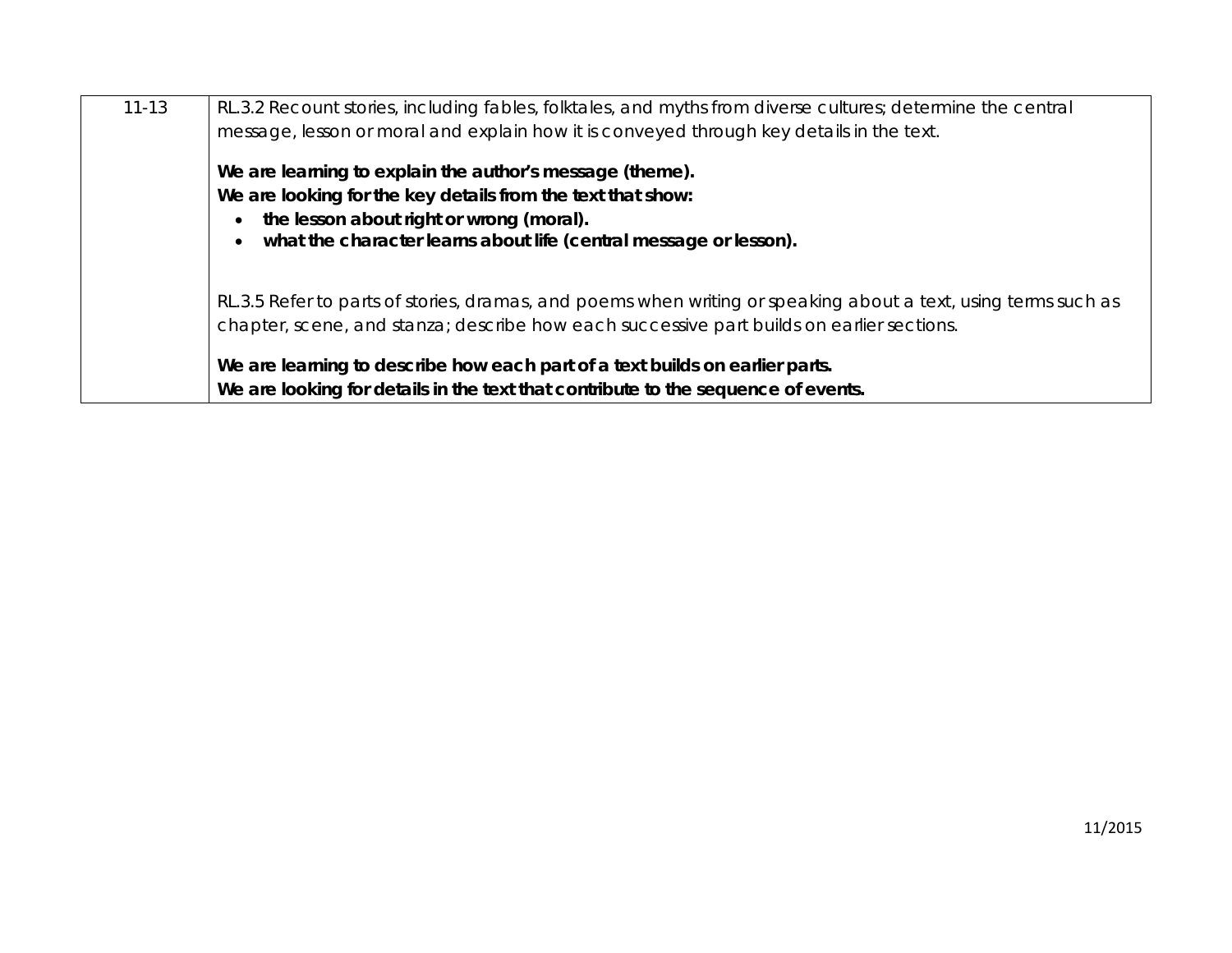| | |
|---|---|
| 11-13 | RL.3.2 Recount stories, including fables, folktales, and myths from diverse cultures; determine the central message, lesson or moral and explain how it is conveyed through key details in the text.<br><br>**We are learning to explain the author's message (theme).**<br>**We are looking for the key details from the text that show:**<br>• **the lesson about right or wrong (moral).**<br>• **what the character learns about life (central message or lesson).**<br><br>RL.3.5 Refer to parts of stories, dramas, and poems when writing or speaking about a text, using terms such as chapter, scene, and stanza; describe how each successive part builds on earlier sections.<br><br>**We are learning to describe how each part of a text builds on earlier parts.**<br>**We are looking for details in the text that contribute to the sequence of events.** |

11/2015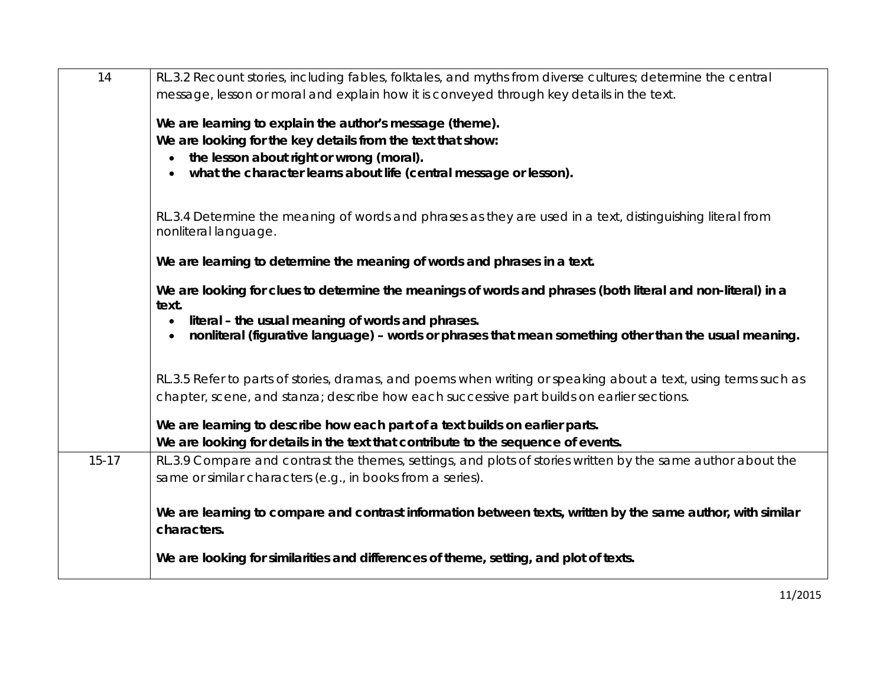| 14 | RL.3.2 Recount stories, including fables, folktales, and myths from diverse cultures; determine the central message, lesson or moral and explain how it is conveyed through key details in the text.<br><br>**We are learning to explain the author's message (theme).**<br>**We are looking for the key details from the text that show:**<br>• **the lesson about right or wrong (moral).**<br>• **what the character learns about life (central message or lesson).**<br><br>RL.3.4 Determine the meaning of words and phrases as they are used in a text, distinguishing literal from nonliteral language.<br><br>**We are learning to determine the meaning of words and phrases in a text.**<br><br>**We are looking for clues to determine the meanings of words and phrases (both literal and non-literal) in a text.**<br>• **literal – the usual meaning of words and phrases.**<br>• **nonliteral (figurative language) – words or phrases that mean something other than the usual meaning.**<br><br>RL.3.5 Refer to parts of stories, dramas, and poems when writing or speaking about a text, using terms such as chapter, scene, and stanza; describe how each successive part builds on earlier sections.<br><br>**We are learning to describe how each part of a text builds on earlier parts.**<br>**We are looking for details in the text that contribute to the sequence of events.** |
|---|---|
| 15-17 | RL.3.9 Compare and contrast the themes, settings, and plots of stories written by the same author about the same or similar characters (e.g., in books from a series).<br><br>**We are learning to compare and contrast information between texts, written by the same author, with similar characters.**<br><br>**We are looking for similarities and differences of theme, setting, and plot of texts.** |

11/2015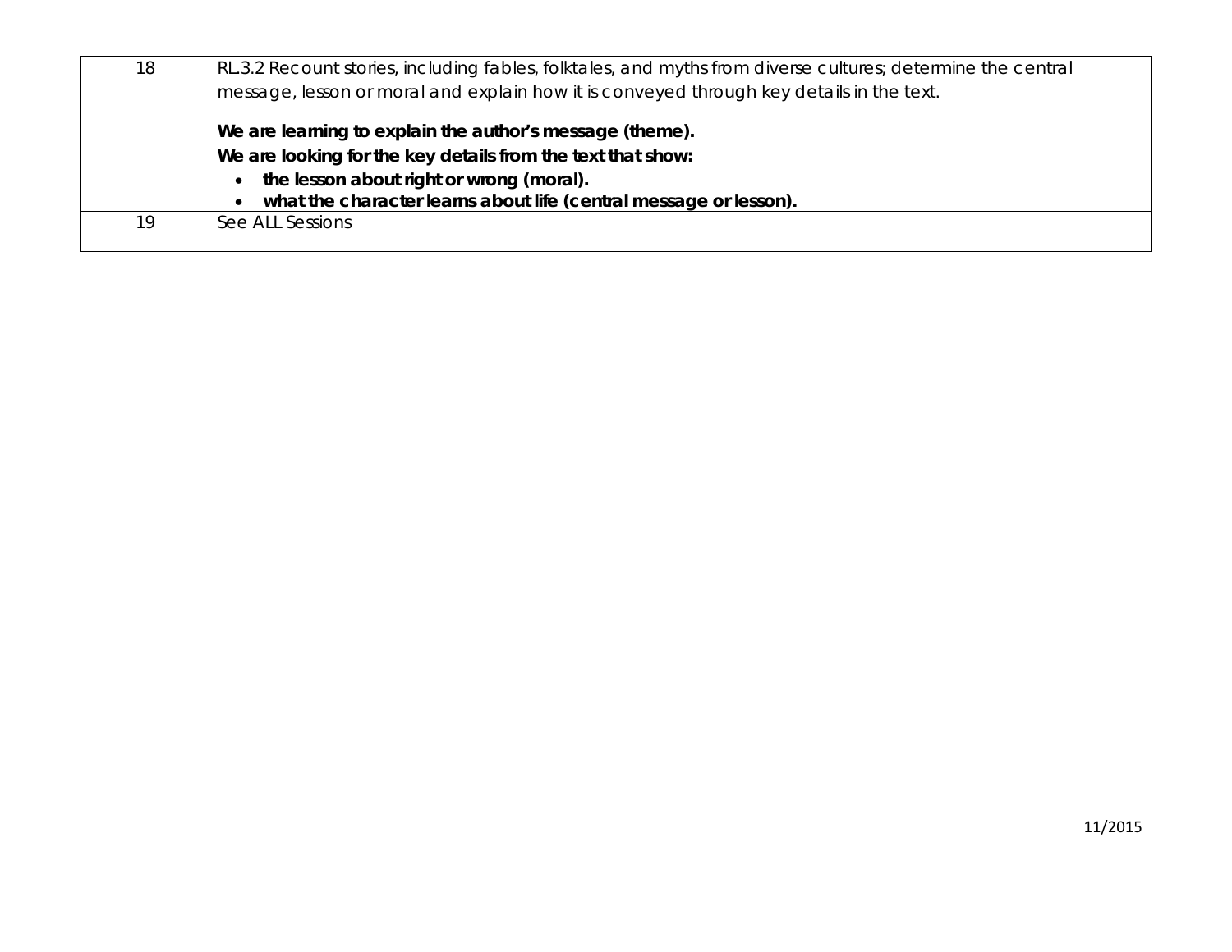| | |
|---|---|
| 18 | RL.3.2 Recount stories, including fables, folktales, and myths from diverse cultures; determine the central message, lesson or moral and explain how it is conveyed through key details in the text.<br><br>**We are learning to explain the author's message (theme).**<br>**We are looking for the key details from the text that show:**<br>• **the lesson about right or wrong (moral).**<br>• **what the character learns about life (central message or lesson).** |
| 19 | See ALL Sessions |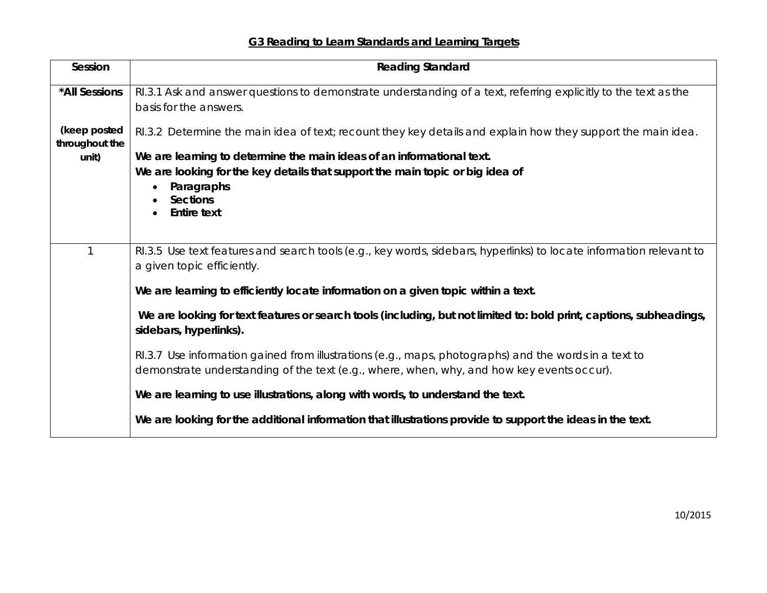## G3 Reading to Learn Standards and Learning Targets

| Session | Reading Standard |
|---|---|
| **\*All Sessions**<br><br>**(keep posted throughout the unit)** | RI.3.1 Ask and answer questions to demonstrate understanding of a text, referring explicitly to the text as the basis for the answers.<br><br>RI.3.2 Determine the main idea of text; recount they key details and explain how they support the main idea.<br><br>**We are learning to determine the main ideas of an informational text.**<br>**We are looking for the key details that support the main topic or big idea of**<br>• **Paragraphs**<br>• **Sections**<br>• **Entire text** |
| 1 | RI.3.5 Use text features and search tools (e.g., key words, sidebars, hyperlinks) to locate information relevant to a given topic efficiently.<br><br>**We are learning to efficiently locate information on a given topic within a text.**<br><br>**We are looking for text features or search tools (including, but not limited to: bold print, captions, subheadings, sidebars, hyperlinks).**<br><br>RI.3.7 Use information gained from illustrations (e.g., maps, photographs) and the words in a text to demonstrate understanding of the text (e.g., where, when, why, and how key events occur).<br><br>**We are learning to use illustrations, along with words, to understand the text.**<br><br>**We are looking for the additional information that illustrations provide to support the ideas in the text.** |

10/2015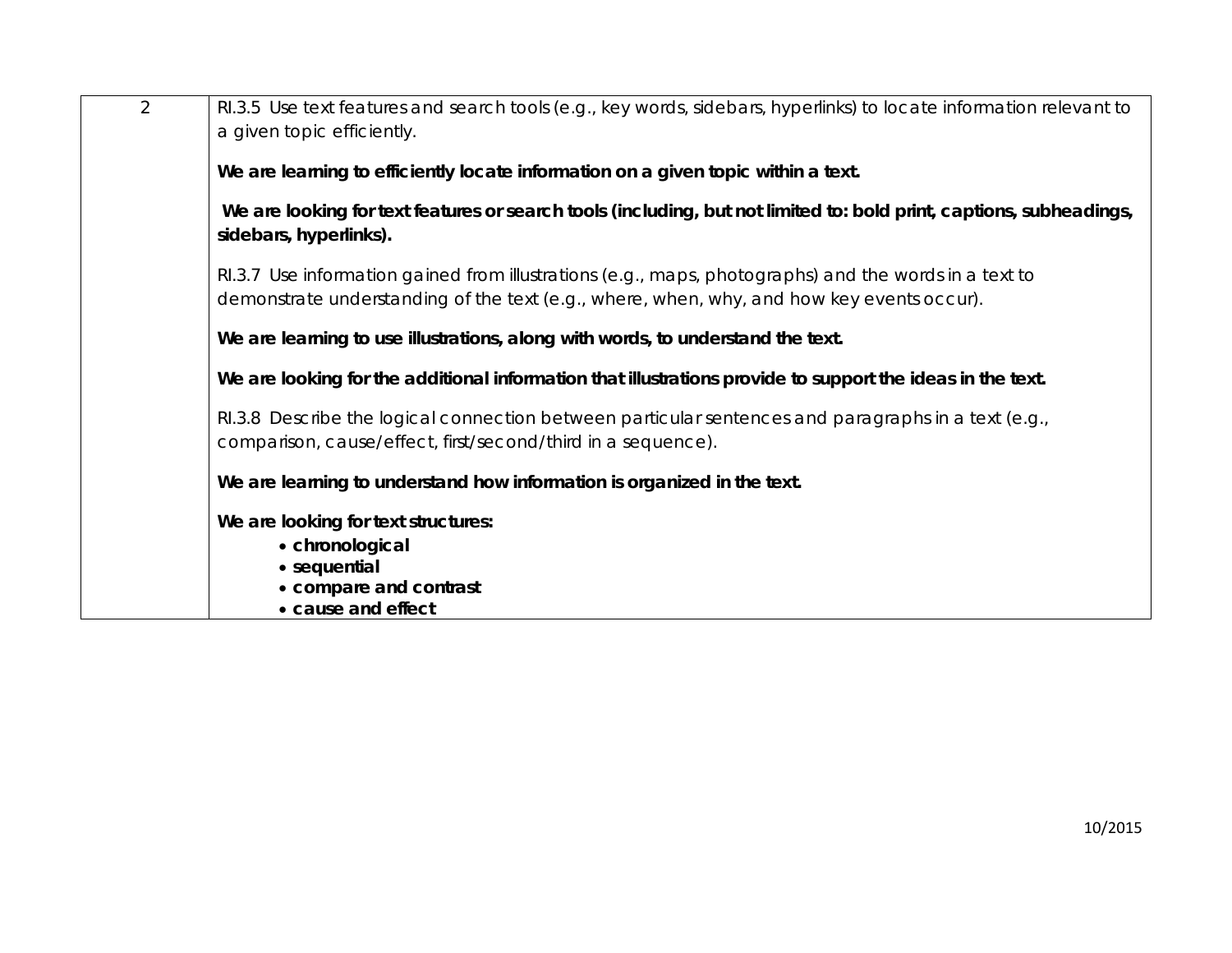| | |
|---|---|
| 2 | RI.3.5 Use text features and search tools (e.g., key words, sidebars, hyperlinks) to locate information relevant to a given topic efficiently.<br><br>**We are learning to efficiently locate information on a given topic within a text.**<br><br>**We are looking for text features or search tools (including, but not limited to: bold print, captions, subheadings, sidebars, hyperlinks).**<br><br>RI.3.7 Use information gained from illustrations (e.g., maps, photographs) and the words in a text to demonstrate understanding of the text (e.g., where, when, why, and how key events occur).<br><br>**We are learning to use illustrations, along with words, to understand the text.**<br><br>**We are looking for the additional information that illustrations provide to support the ideas in the text.**<br><br>RI.3.8 Describe the logical connection between particular sentences and paragraphs in a text (e.g., comparison, cause/effect, first/second/third in a sequence).<br><br>**We are learning to understand how information is organized in the text.**<br><br>**We are looking for text structures:**<br>• **chronological**<br>• **sequential**<br>• **compare and contrast**<br>• **cause and effect** |

10/2015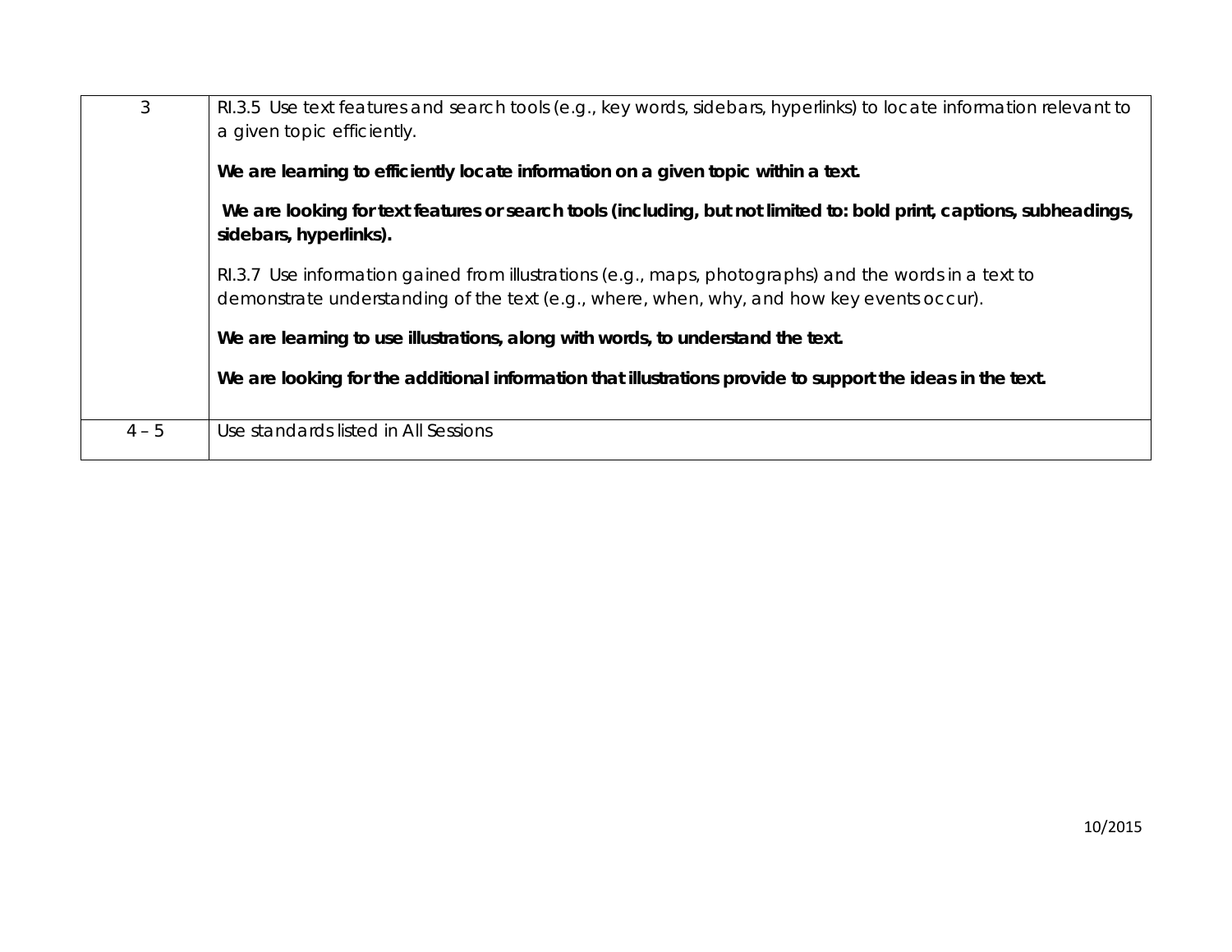| | |
|---|---|
| 3 | RI.3.5 Use text features and search tools (e.g., key words, sidebars, hyperlinks) to locate information relevant to a given topic efficiently.<br><br>**We are learning to efficiently locate information on a given topic within a text.**<br><br>**We are looking for text features or search tools (including, but not limited to: bold print, captions, subheadings, sidebars, hyperlinks).**<br><br>RI.3.7 Use information gained from illustrations (e.g., maps, photographs) and the words in a text to demonstrate understanding of the text (e.g., where, when, why, and how key events occur).<br><br>**We are learning to use illustrations, along with words, to understand the text.**<br><br>**We are looking for the additional information that illustrations provide to support the ideas in the text.** |
| 4 – 5 | Use standards listed in All Sessions |

10/2015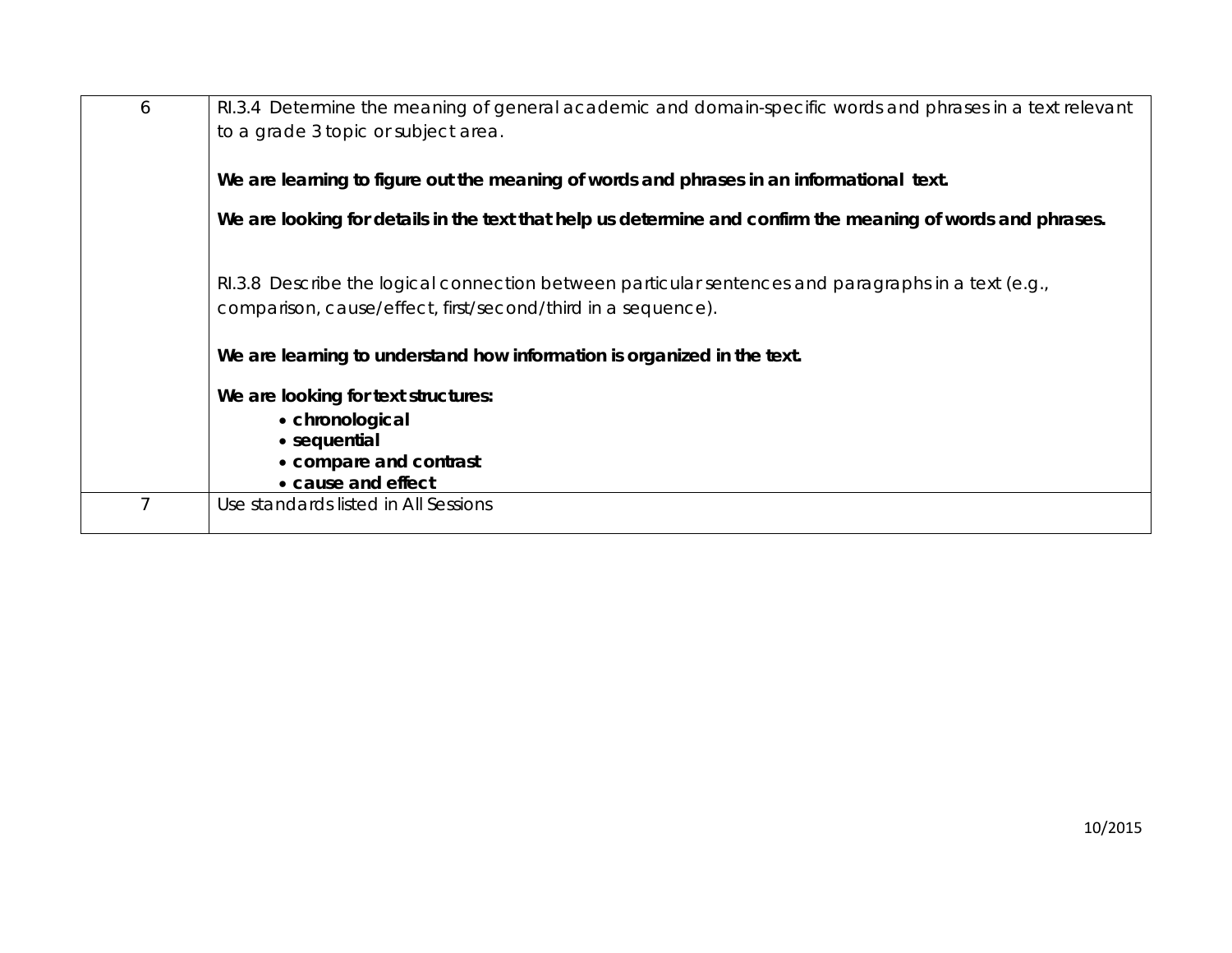| | |
|---|---|
| 6 | RI.3.4 Determine the meaning of general academic and domain-specific words and phrases in a text relevant to a grade 3 topic or subject area.<br><br>**We are learning to figure out the meaning of words and phrases in an informational text.**<br><br>**We are looking for details in the text that help us determine and confirm the meaning of words and phrases.**<br><br>RI.3.8 Describe the logical connection between particular sentences and paragraphs in a text (e.g., comparison, cause/effect, first/second/third in a sequence).<br><br>**We are learning to understand how information is organized in the text.**<br><br>**We are looking for text structures:**<br>• **chronological**<br>• **sequential**<br>• **compare and contrast**<br>• **cause and effect** |
| 7 | Use standards listed in All Sessions |

10/2015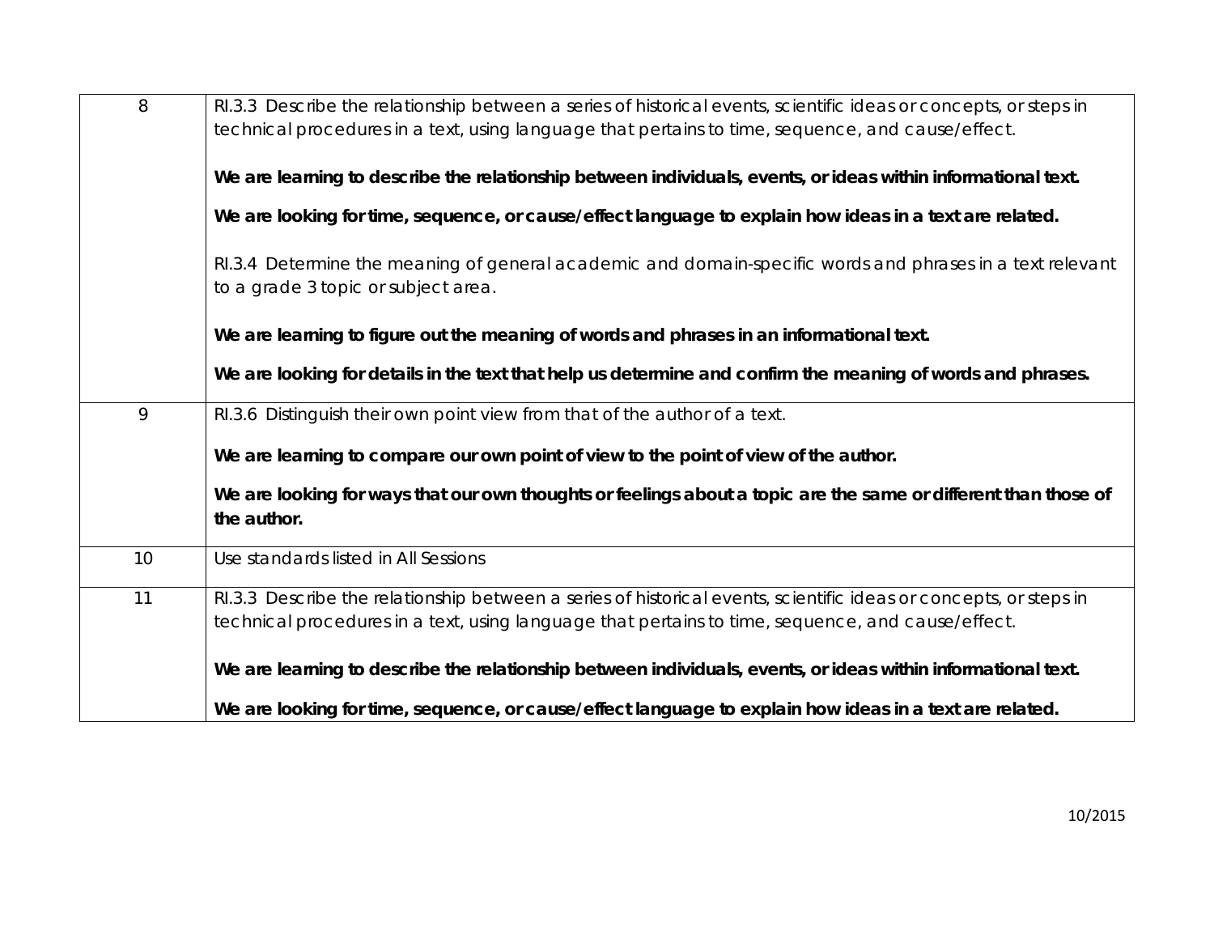| | |
|---|---|
| 8 | RI.3.3 Describe the relationship between a series of historical events, scientific ideas or concepts, or steps in technical procedures in a text, using language that pertains to time, sequence, and cause/effect.<br><br>**We are learning to describe the relationship between individuals, events, or ideas within informational text.**<br><br>**We are looking for time, sequence, or cause/effect language to explain how ideas in a text are related.**<br><br>RI.3.4 Determine the meaning of general academic and domain-specific words and phrases in a text relevant to a grade 3 topic or subject area.<br><br>**We are learning to figure out the meaning of words and phrases in an informational text.**<br><br>**We are looking for details in the text that help us determine and confirm the meaning of words and phrases.** |
| 9 | RI.3.6 Distinguish their own point view from that of the author of a text.<br><br>**We are learning to compare our own point of view to the point of view of the author.**<br><br>**We are looking for ways that our own thoughts or feelings about a topic are the same or different than those of the author.** |
| 10 | Use standards listed in All Sessions |
| 11 | RI.3.3 Describe the relationship between a series of historical events, scientific ideas or concepts, or steps in technical procedures in a text, using language that pertains to time, sequence, and cause/effect.<br><br>**We are learning to describe the relationship between individuals, events, or ideas within informational text.**<br><br>**We are looking for time, sequence, or cause/effect language to explain how ideas in a text are related.** |

10/2015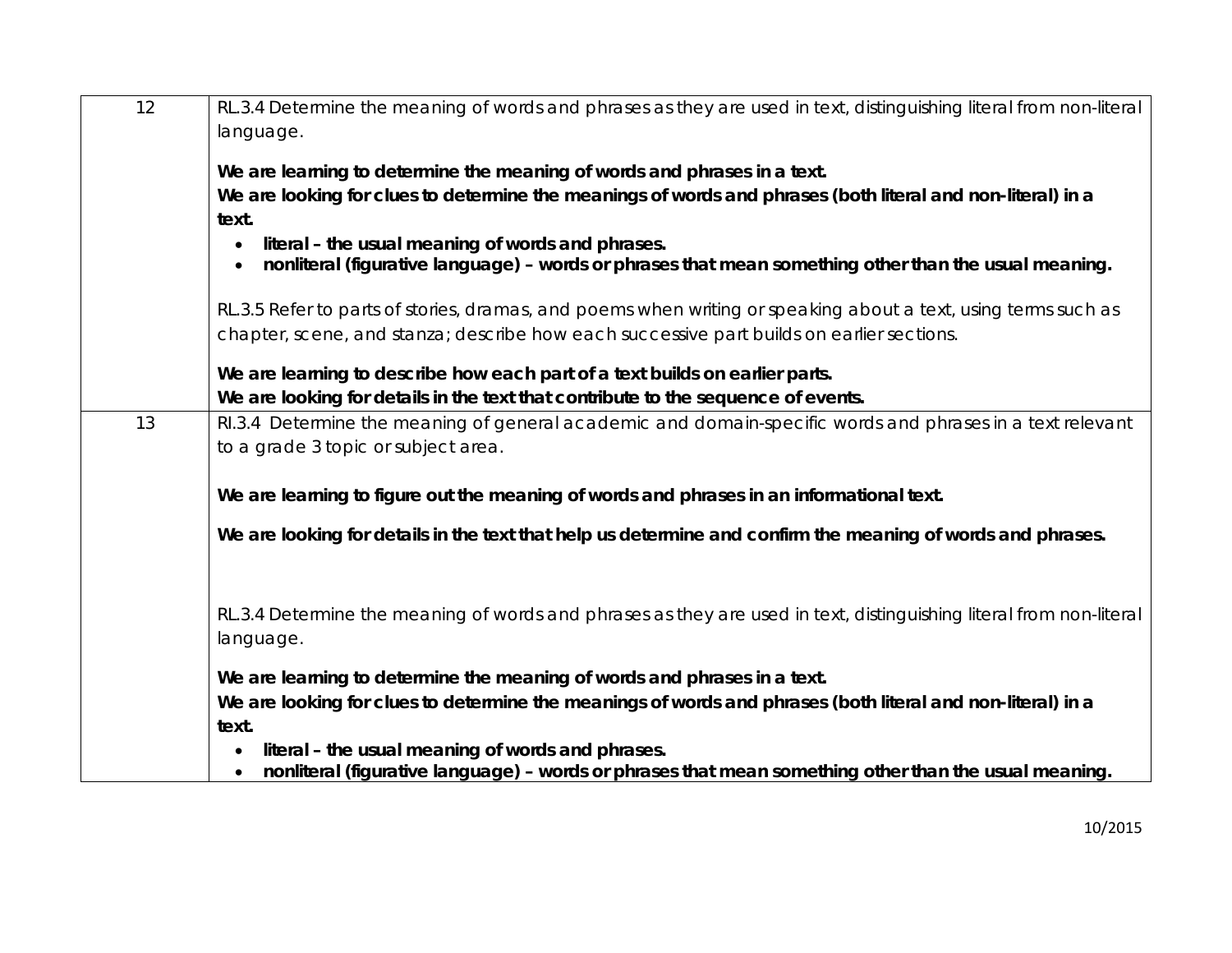| | |
|---|---|
| 12 | RL.3.4 Determine the meaning of words and phrases as they are used in text, distinguishing literal from non-literal language.<br><br>**We are learning to determine the meaning of words and phrases in a text.**<br>**We are looking for clues to determine the meanings of words and phrases (both literal and non-literal) in a text.**<br>• **literal – the usual meaning of words and phrases.**<br>• **nonliteral (figurative language) – words or phrases that mean something other than the usual meaning.**<br><br>RL.3.5 Refer to parts of stories, dramas, and poems when writing or speaking about a text, using terms such as chapter, scene, and stanza; describe how each successive part builds on earlier sections.<br><br>**We are learning to describe how each part of a text builds on earlier parts.**<br>**We are looking for details in the text that contribute to the sequence of events.** |
| 13 | RI.3.4 Determine the meaning of general academic and domain-specific words and phrases in a text relevant to a grade 3 topic or subject area.<br><br>**We are learning to figure out the meaning of words and phrases in an informational text.**<br><br>**We are looking for details in the text that help us determine and confirm the meaning of words and phrases.**<br><br>RL.3.4 Determine the meaning of words and phrases as they are used in text, distinguishing literal from non-literal language.<br><br>**We are learning to determine the meaning of words and phrases in a text.**<br>**We are looking for clues to determine the meanings of words and phrases (both literal and non-literal) in a text.**<br>• **literal – the usual meaning of words and phrases.**<br>• **nonliteral (figurative language) – words or phrases that mean something other than the usual meaning.** |

10/2015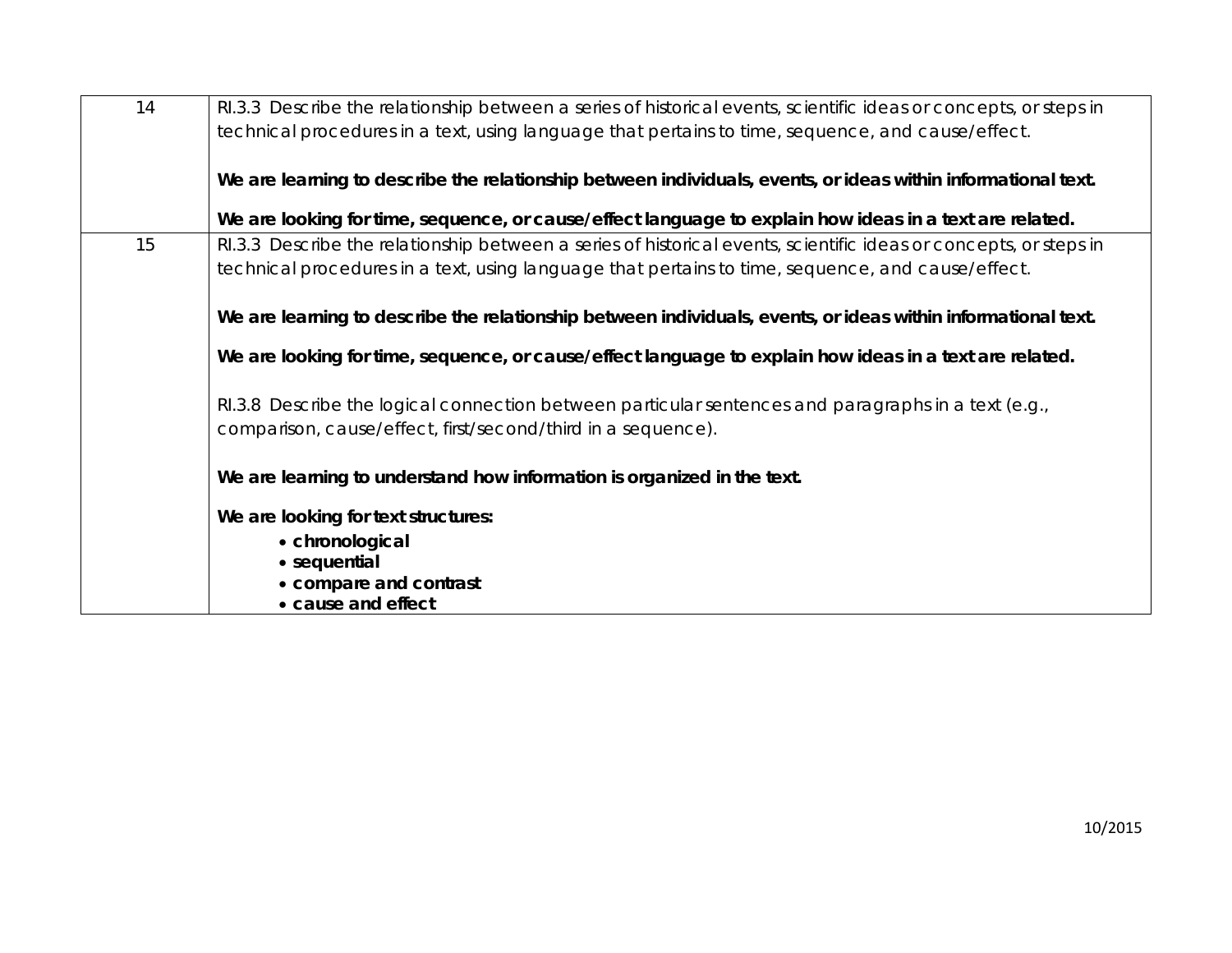| | |
|---|---|
| 14 | RI.3.3 Describe the relationship between a series of historical events, scientific ideas or concepts, or steps in technical procedures in a text, using language that pertains to time, sequence, and cause/effect.<br><br>**We are learning to describe the relationship between individuals, events, or ideas within informational text.**<br><br>**We are looking for time, sequence, or cause/effect language to explain how ideas in a text are related.** |
| 15 | RI.3.3 Describe the relationship between a series of historical events, scientific ideas or concepts, or steps in technical procedures in a text, using language that pertains to time, sequence, and cause/effect.<br><br>**We are learning to describe the relationship between individuals, events, or ideas within informational text.**<br><br>**We are looking for time, sequence, or cause/effect language to explain how ideas in a text are related.**<br><br>RI.3.8 Describe the logical connection between particular sentences and paragraphs in a text (e.g., comparison, cause/effect, first/second/third in a sequence).<br><br>**We are learning to understand how information is organized in the text.**<br><br>**We are looking for text structures:**<br>• **chronological**<br>• **sequential**<br>• **compare and contrast**<br>• **cause and effect** |

10/2015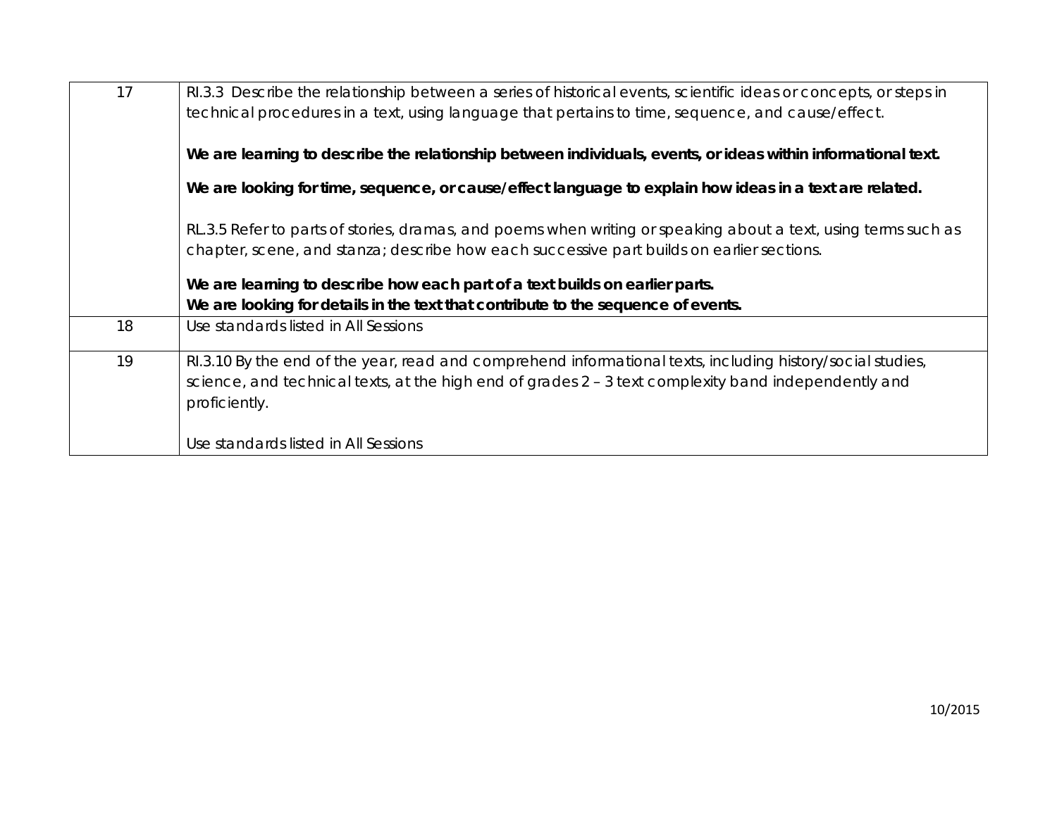| | |
|---|---|
| 17 | RI.3.3 Describe the relationship between a series of historical events, scientific ideas or concepts, or steps in technical procedures in a text, using language that pertains to time, sequence, and cause/effect.<br><br>**We are learning to describe the relationship between individuals, events, or ideas within informational text.**<br><br>**We are looking for time, sequence, or cause/effect language to explain how ideas in a text are related.**<br><br>RL.3.5 Refer to parts of stories, dramas, and poems when writing or speaking about a text, using terms such as chapter, scene, and stanza; describe how each successive part builds on earlier sections.<br><br>**We are learning to describe how each part of a text builds on earlier parts.**<br>**We are looking for details in the text that contribute to the sequence of events.** |
| 18 | Use standards listed in All Sessions |
| 19 | RI.3.10 By the end of the year, read and comprehend informational texts, including history/social studies, science, and technical texts, at the high end of grades 2 – 3 text complexity band independently and proficiently.<br><br>Use standards listed in All Sessions |

10/2015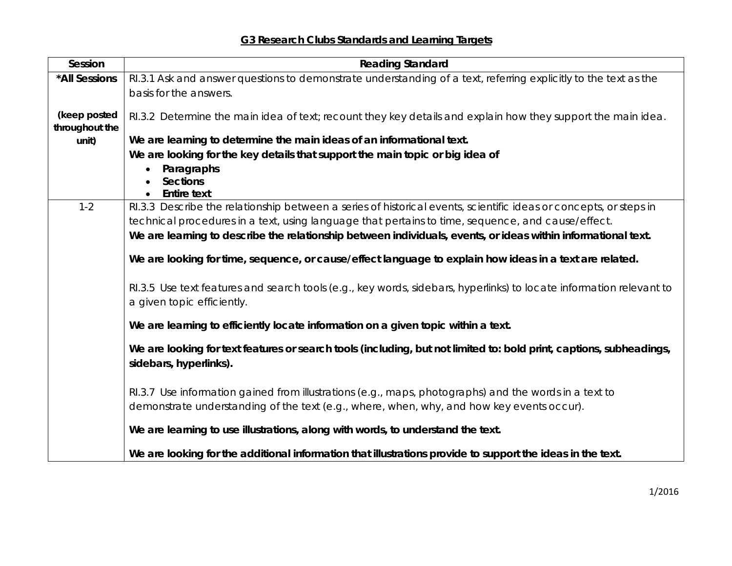# G3 Research Clubs Standards and Learning Targets

| Session | Reading Standard |
| --- | --- |
| **\*All Sessions**<br><br>**(keep posted throughout the unit)** | RI.3.1 Ask and answer questions to demonstrate understanding of a text, referring explicitly to the text as the basis for the answers.<br><br>RI.3.2 Determine the main idea of text; recount they key details and explain how they support the main idea.<br><br>**We are learning to determine the main ideas of an informational text.**<br>**We are looking for the key details that support the main topic or big idea of**<br>• **Paragraphs**<br>• **Sections**<br>• **Entire text** |
| 1-2 | RI.3.3 Describe the relationship between a series of historical events, scientific ideas or concepts, or steps in technical procedures in a text, using language that pertains to time, sequence, and cause/effect.<br>**We are learning to describe the relationship between individuals, events, or ideas within informational text.**<br><br>**We are looking for time, sequence, or cause/effect language to explain how ideas in a text are related.**<br><br>RI.3.5 Use text features and search tools (e.g., key words, sidebars, hyperlinks) to locate information relevant to a given topic efficiently.<br><br>**We are learning to efficiently locate information on a given topic within a text.**<br><br>**We are looking for text features or search tools (including, but not limited to: bold print, captions, subheadings, sidebars, hyperlinks).**<br><br>RI.3.7 Use information gained from illustrations (e.g., maps, photographs) and the words in a text to demonstrate understanding of the text (e.g., where, when, why, and how key events occur).<br><br>**We are learning to use illustrations, along with words, to understand the text.**<br><br>**We are looking for the additional information that illustrations provide to support the ideas in the text.** |

1/2016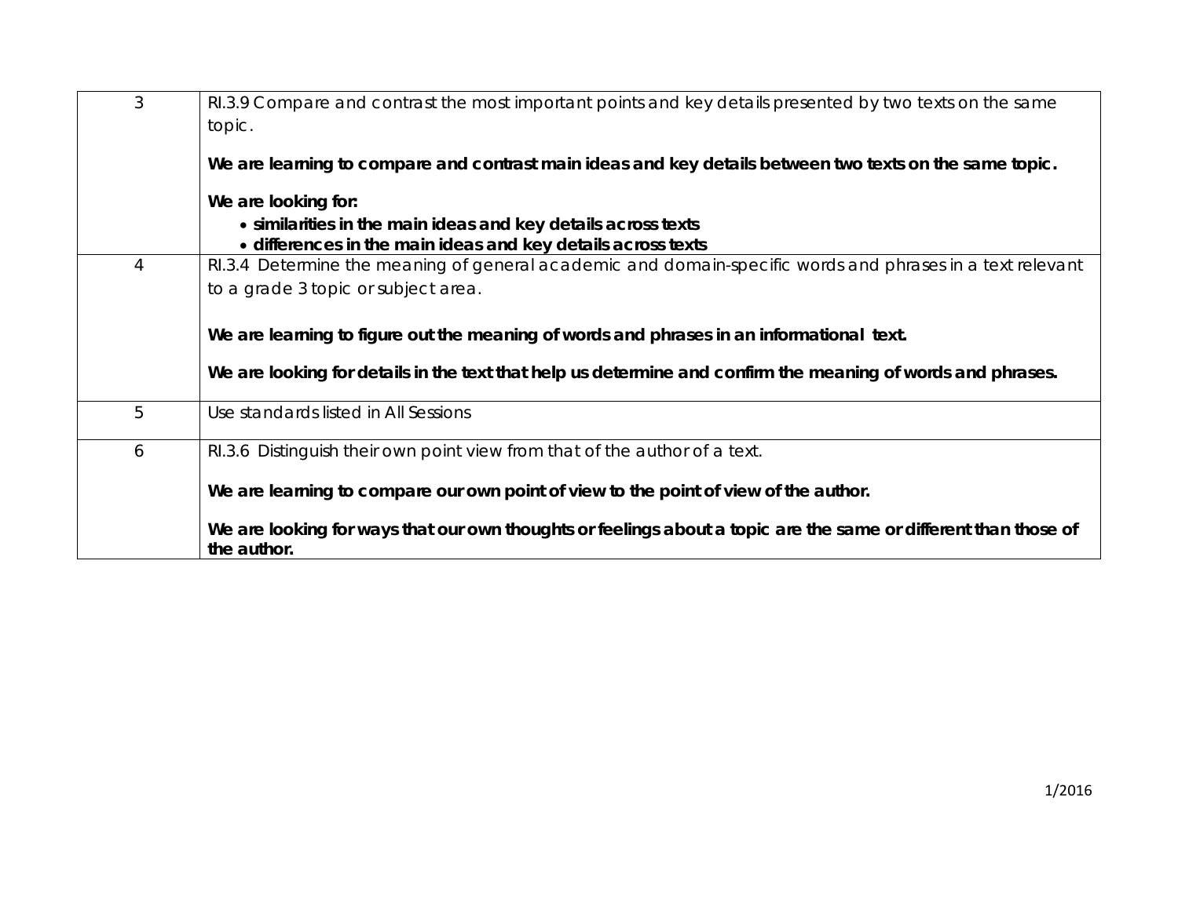| | |
|---|---|
| 3 | RI.3.9 Compare and contrast the most important points and key details presented by two texts on the same topic.<br><br>**We are learning to compare and contrast main ideas and key details between two texts on the same topic.**<br><br>**We are looking for:**<br>• **similarities in the main ideas and key details across texts**<br>• **differences in the main ideas and key details across texts** |
| 4 | RI.3.4 Determine the meaning of general academic and domain-specific words and phrases in a text relevant to a grade 3 topic or subject area.<br><br>**We are learning to figure out the meaning of words and phrases in an informational text.**<br><br>**We are looking for details in the text that help us determine and confirm the meaning of words and phrases.** |
| 5 | Use standards listed in All Sessions |
| 6 | RI.3.6 Distinguish their own point view from that of the author of a text.<br><br>**We are learning to compare our own point of view to the point of view of the author.**<br><br>**We are looking for ways that our own thoughts or feelings about a topic are the same or different than those of the author.** |

1/2016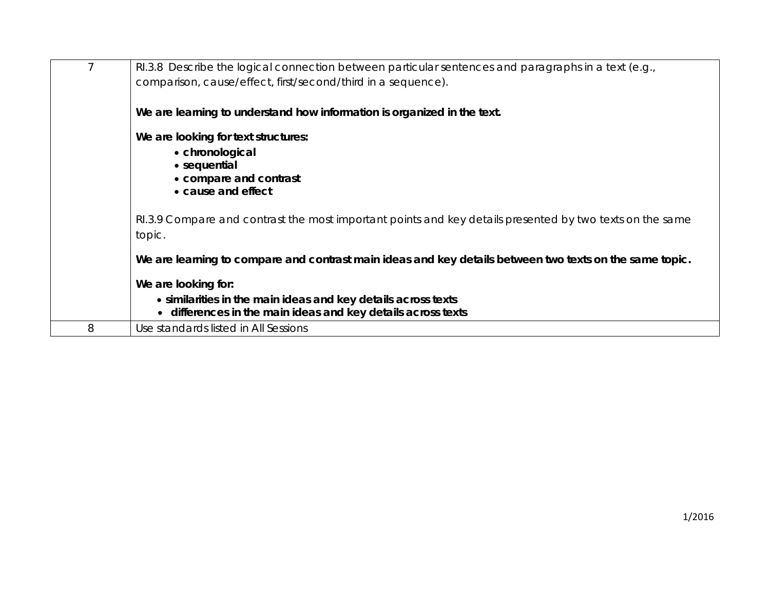| | |
|---|---|
| 7 | RI.3.8 Describe the logical connection between particular sentences and paragraphs in a text (e.g., comparison, cause/effect, first/second/third in a sequence).<br><br>**We are learning to understand how information is organized in the text.**<br><br>**We are looking for text structures:**<br>• **chronological**<br>• **sequential**<br>• **compare and contrast**<br>• **cause and effect**<br><br>RI.3.9 Compare and contrast the most important points and key details presented by two texts on the same topic.<br><br>**We are learning to compare and contrast main ideas and key details between two texts on the same topic.**<br><br>**We are looking for:**<br>• **similarities in the main ideas and key details across texts**<br>• **differences in the main ideas and key details across texts** |
| 8 | Use standards listed in All Sessions |

1/2016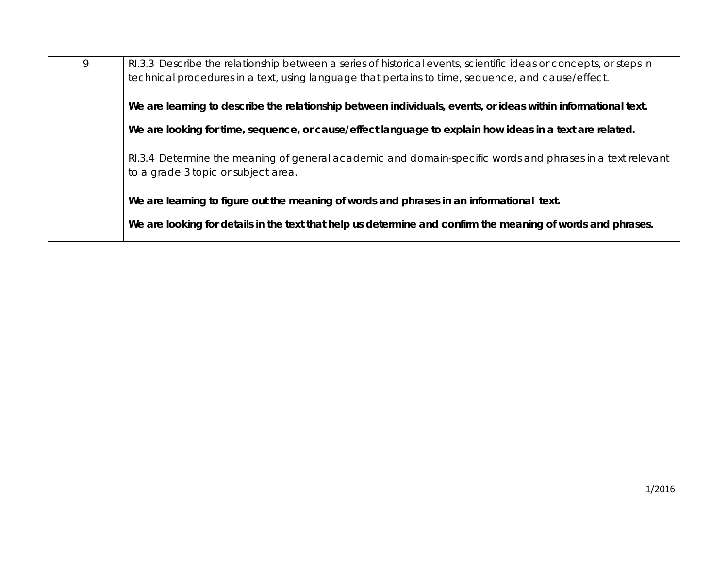| 9 | RI.3.3 Describe the relationship between a series of historical events, scientific ideas or concepts, or steps in technical procedures in a text, using language that pertains to time, sequence, and cause/effect.<br><br>**We are learning to describe the relationship between individuals, events, or ideas within informational text.**<br><br>**We are looking for time, sequence, or cause/effect language to explain how ideas in a text are related.**<br><br>RI.3.4 Determine the meaning of general academic and domain-specific words and phrases in a text relevant to a grade 3 topic or subject area.<br><br>**We are learning to figure out the meaning of words and phrases in an informational text.**<br><br>**We are looking for details in the text that help us determine and confirm the meaning of words and phrases.** |
|---|---|

1/2016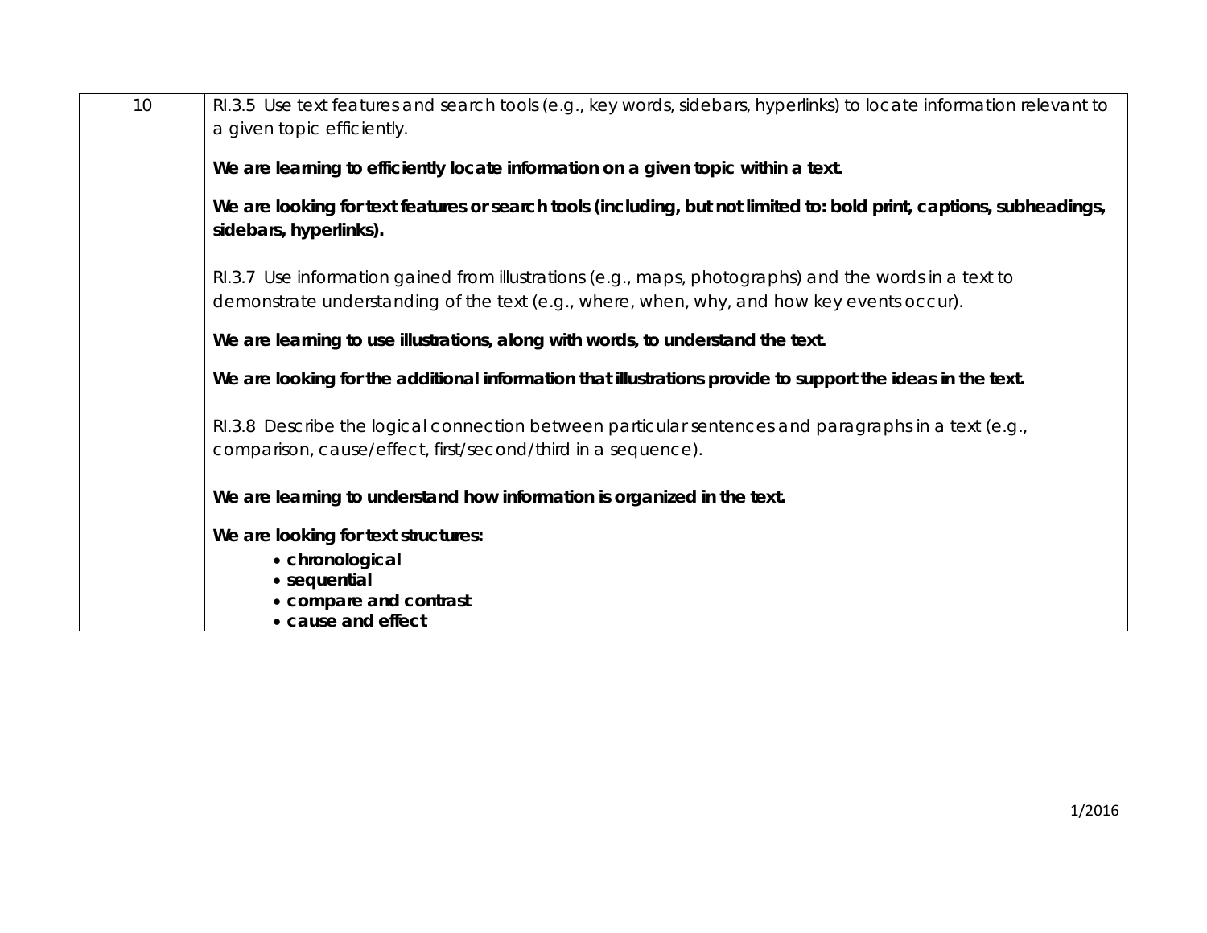| | |
|---|---|
| 10 | RI.3.5 Use text features and search tools (e.g., key words, sidebars, hyperlinks) to locate information relevant to a given topic efficiently.<br><br>**We are learning to efficiently locate information on a given topic within a text.**<br><br>**We are looking for text features or search tools (including, but not limited to: bold print, captions, subheadings, sidebars, hyperlinks).**<br><br>RI.3.7 Use information gained from illustrations (e.g., maps, photographs) and the words in a text to demonstrate understanding of the text (e.g., where, when, why, and how key events occur).<br><br>**We are learning to use illustrations, along with words, to understand the text.**<br><br>**We are looking for the additional information that illustrations provide to support the ideas in the text.**<br><br>RI.3.8 Describe the logical connection between particular sentences and paragraphs in a text (e.g., comparison, cause/effect, first/second/third in a sequence).<br><br>**We are learning to understand how information is organized in the text.**<br><br>**We are looking for text structures:**<br>• **chronological**<br>• **sequential**<br>• **compare and contrast**<br>• **cause and effect** |

1/2016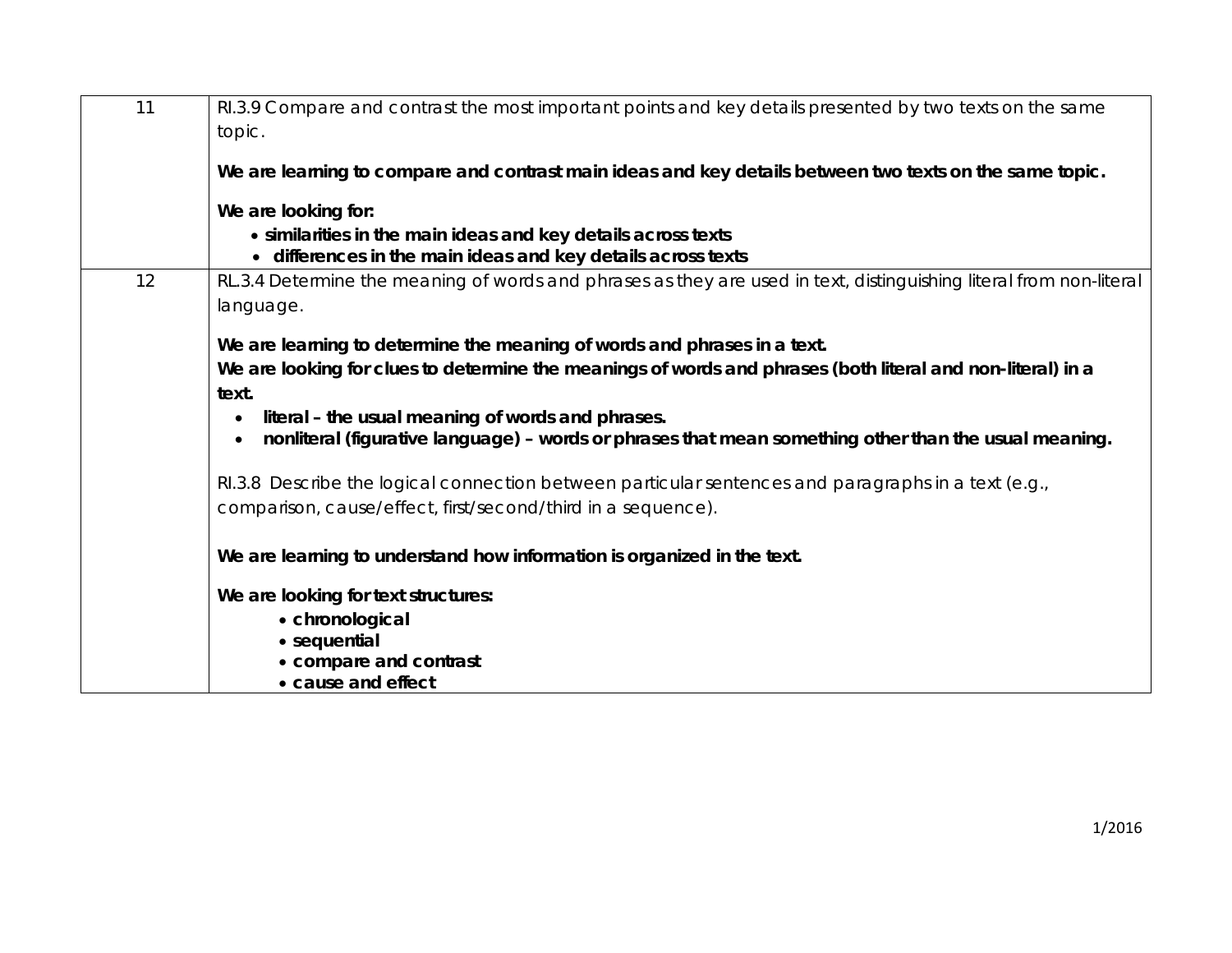| | |
|---|---|
| 11 | RI.3.9 Compare and contrast the most important points and key details presented by two texts on the same topic.<br><br>**We are learning to compare and contrast main ideas and key details between two texts on the same topic.**<br><br>**We are looking for:**<br>• **similarities in the main ideas and key details across texts**<br>• **differences in the main ideas and key details across texts** |
| 12 | RL.3.4 Determine the meaning of words and phrases as they are used in text, distinguishing literal from non-literal language.<br><br>**We are learning to determine the meaning of words and phrases in a text.**<br>**We are looking for clues to determine the meanings of words and phrases (both literal and non-literal) in a text.**<br>• **literal – the usual meaning of words and phrases.**<br>• **nonliteral (figurative language) – words or phrases that mean something other than the usual meaning.**<br><br>RI.3.8 Describe the logical connection between particular sentences and paragraphs in a text (e.g., comparison, cause/effect, first/second/third in a sequence).<br><br>**We are learning to understand how information is organized in the text.**<br><br>**We are looking for text structures:**<br>• **chronological**<br>• **sequential**<br>• **compare and contrast**<br>• **cause and effect** |

1/2016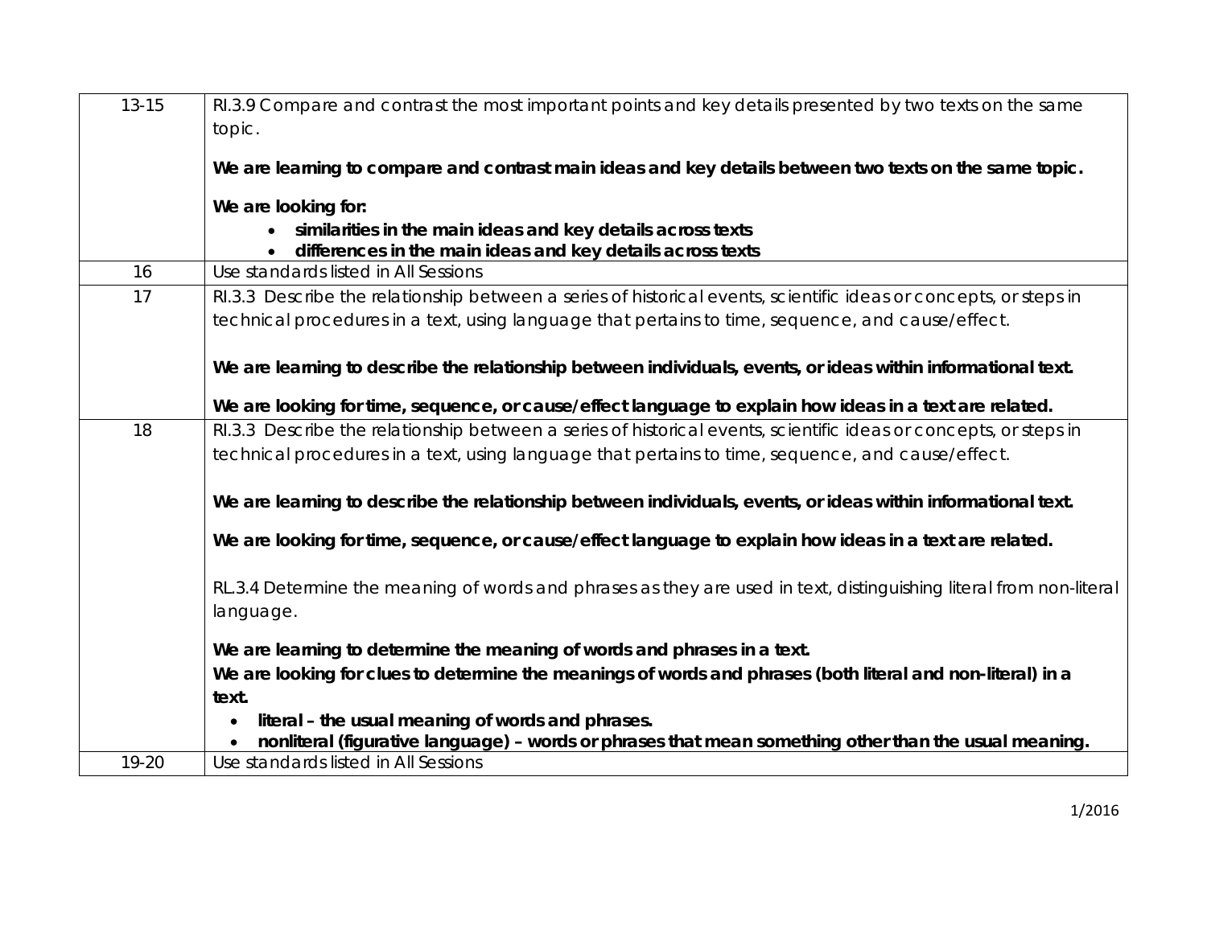| | |
|---|---|
| 13-15 | RI.3.9 Compare and contrast the most important points and key details presented by two texts on the same topic.<br><br>**We are learning to compare and contrast main ideas and key details between two texts on the same topic.**<br><br>**We are looking for:**<br>• **similarities in the main ideas and key details across texts**<br>• **differences in the main ideas and key details across texts** |
| 16 | Use standards listed in All Sessions |
| 17 | RI.3.3 Describe the relationship between a series of historical events, scientific ideas or concepts, or steps in technical procedures in a text, using language that pertains to time, sequence, and cause/effect.<br><br>**We are learning to describe the relationship between individuals, events, or ideas within informational text.**<br><br>**We are looking for time, sequence, or cause/effect language to explain how ideas in a text are related.** |
| 18 | RI.3.3 Describe the relationship between a series of historical events, scientific ideas or concepts, or steps in technical procedures in a text, using language that pertains to time, sequence, and cause/effect.<br><br>**We are learning to describe the relationship between individuals, events, or ideas within informational text.**<br><br>**We are looking for time, sequence, or cause/effect language to explain how ideas in a text are related.**<br><br>RL.3.4 Determine the meaning of words and phrases as they are used in text, distinguishing literal from non-literal language.<br><br>**We are learning to determine the meaning of words and phrases in a text.**<br>**We are looking for clues to determine the meanings of words and phrases (both literal and non-literal) in a text.**<br>• **literal – the usual meaning of words and phrases.**<br>• **nonliteral (figurative language) – words or phrases that mean something other than the usual meaning.** |
| 19-20 | Use standards listed in All Sessions |

1/2016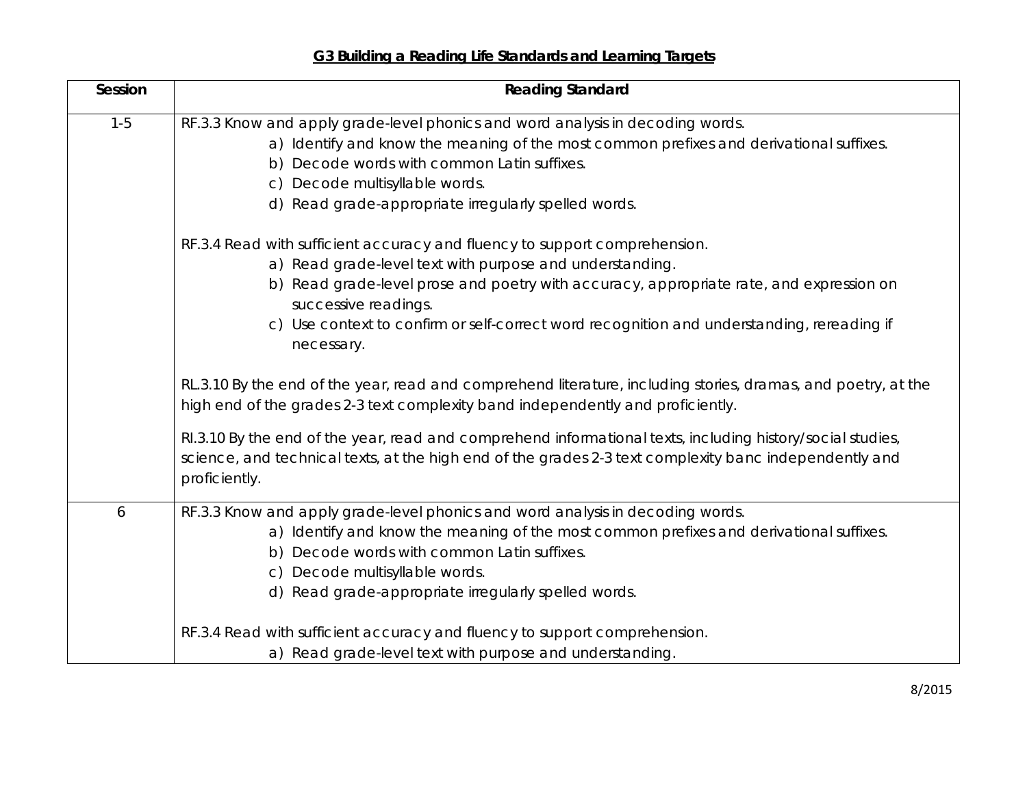## G3 Building a Reading Life Standards and Learning Targets

| Session | Reading Standard |
|---|---|
| 1-5 | RF.3.3 Know and apply grade-level phonics and word analysis in decoding words.<br>a) Identify and know the meaning of the most common prefixes and derivational suffixes.<br>b) Decode words with common Latin suffixes.<br>c) Decode multisyllable words.<br>d) Read grade-appropriate irregularly spelled words.<br><br>RF.3.4 Read with sufficient accuracy and fluency to support comprehension.<br>a) Read grade-level text with purpose and understanding.<br>b) Read grade-level prose and poetry with accuracy, appropriate rate, and expression on successive readings.<br>c) Use context to confirm or self-correct word recognition and understanding, rereading if necessary.<br><br>RL.3.10 By the end of the year, read and comprehend literature, including stories, dramas, and poetry, at the high end of the grades 2-3 text complexity band independently and proficiently.<br><br>RI.3.10 By the end of the year, read and comprehend informational texts, including history/social studies, science, and technical texts, at the high end of the grades 2-3 text complexity banc independently and proficiently. |
| 6 | RF.3.3 Know and apply grade-level phonics and word analysis in decoding words.<br>a) Identify and know the meaning of the most common prefixes and derivational suffixes.<br>b) Decode words with common Latin suffixes.<br>c) Decode multisyllable words.<br>d) Read grade-appropriate irregularly spelled words.<br><br>RF.3.4 Read with sufficient accuracy and fluency to support comprehension.<br>a) Read grade-level text with purpose and understanding. |

8/2015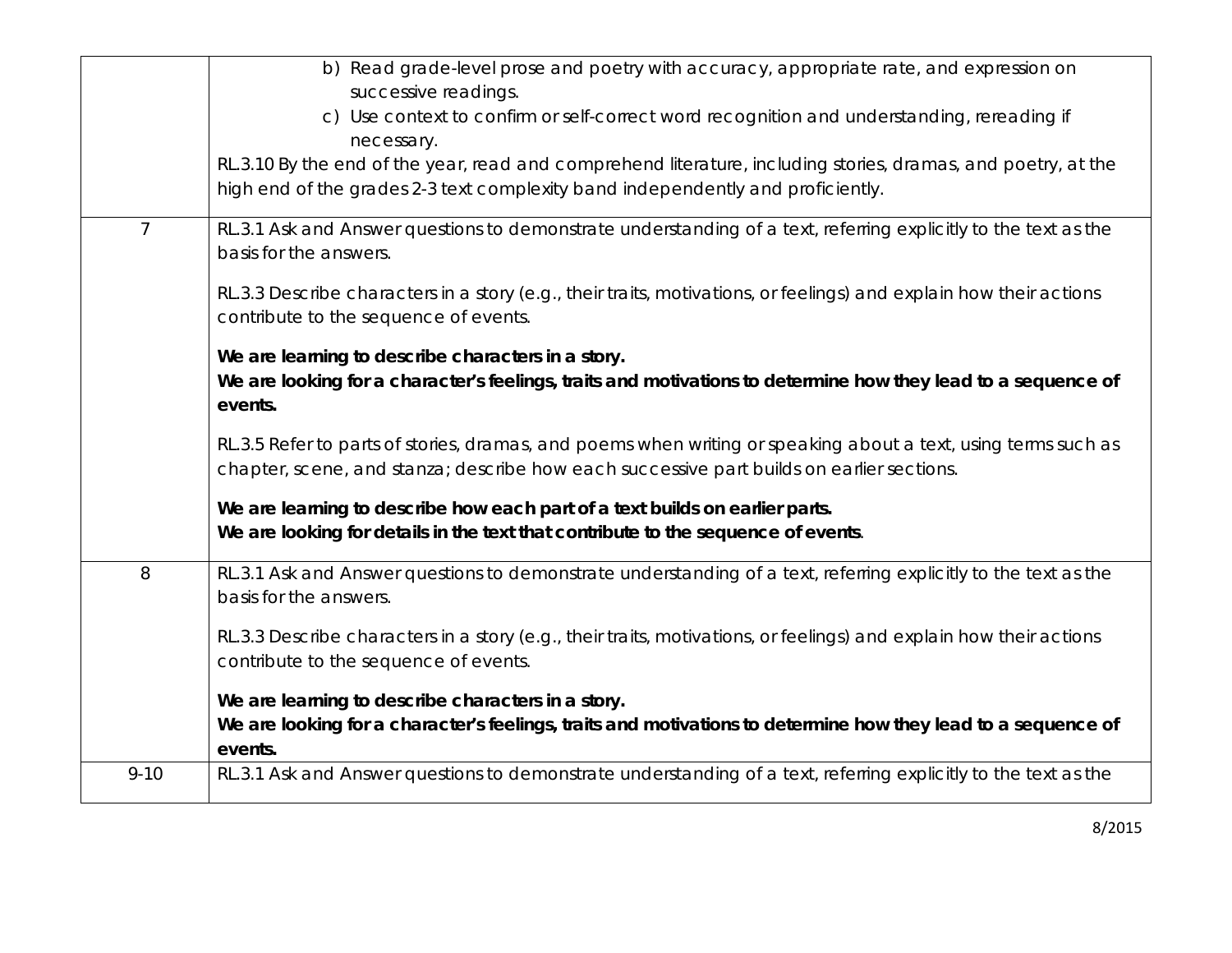| | |
|---|---|
| | b) Read grade-level prose and poetry with accuracy, appropriate rate, and expression on successive readings.<br>c) Use context to confirm or self-correct word recognition and understanding, rereading if necessary.<br>RL.3.10 By the end of the year, read and comprehend literature, including stories, dramas, and poetry, at the high end of the grades 2-3 text complexity band independently and proficiently. |
| 7 | RL.3.1 Ask and Answer questions to demonstrate understanding of a text, referring explicitly to the text as the basis for the answers.<br><br>RL.3.3 Describe characters in a story (e.g., their traits, motivations, or feelings) and explain how their actions contribute to the sequence of events.<br><br>**We are learning to describe characters in a story.**<br>**We are looking for a character's feelings, traits and motivations to determine how they lead to a sequence of events.**<br><br>RL.3.5 Refer to parts of stories, dramas, and poems when writing or speaking about a text, using terms such as chapter, scene, and stanza; describe how each successive part builds on earlier sections.<br><br>**We are learning to describe how each part of a text builds on earlier parts.**<br>**We are looking for details in the text that contribute to the sequence of events**. |
| 8 | RL.3.1 Ask and Answer questions to demonstrate understanding of a text, referring explicitly to the text as the basis for the answers.<br><br>RL.3.3 Describe characters in a story (e.g., their traits, motivations, or feelings) and explain how their actions contribute to the sequence of events.<br><br>**We are learning to describe characters in a story.**<br>**We are looking for a character's feelings, traits and motivations to determine how they lead to a sequence of events.** |
| 9-10 | RL.3.1 Ask and Answer questions to demonstrate understanding of a text, referring explicitly to the text as the |

8/2015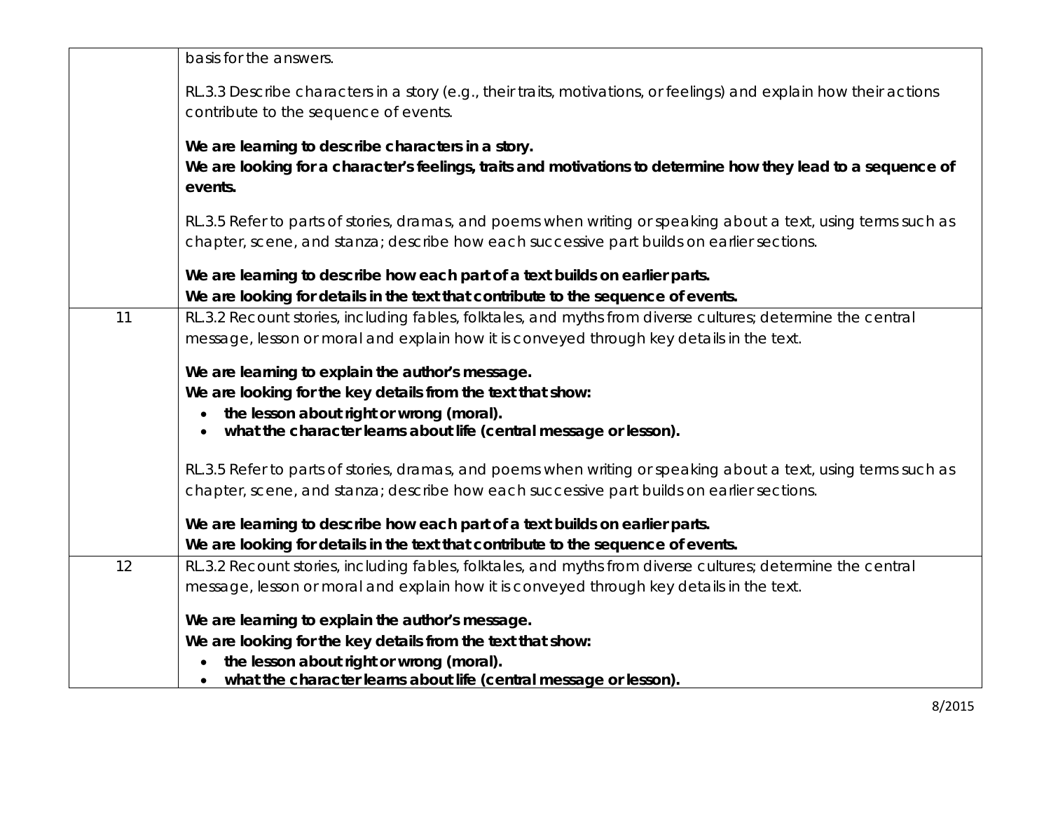| | |
|---|---|
| | basis for the answers.<br><br>RL.3.3 Describe characters in a story (e.g., their traits, motivations, or feelings) and explain how their actions contribute to the sequence of events.<br><br>**We are learning to describe characters in a story.**<br>**We are looking for a character's feelings, traits and motivations to determine how they lead to a sequence of events.**<br><br>RL.3.5 Refer to parts of stories, dramas, and poems when writing or speaking about a text, using terms such as chapter, scene, and stanza; describe how each successive part builds on earlier sections.<br><br>**We are learning to describe how each part of a text builds on earlier parts.**<br>**We are looking for details in the text that contribute to the sequence of events.** |
| 11 | RL.3.2 Recount stories, including fables, folktales, and myths from diverse cultures; determine the central message, lesson or moral and explain how it is conveyed through key details in the text.<br><br>**We are learning to explain the author's message.**<br>**We are looking for the key details from the text that show:**<br>• **the lesson about right or wrong (moral).**<br>• **what the character learns about life (central message or lesson).**<br><br>RL.3.5 Refer to parts of stories, dramas, and poems when writing or speaking about a text, using terms such as chapter, scene, and stanza; describe how each successive part builds on earlier sections.<br><br>**We are learning to describe how each part of a text builds on earlier parts.**<br>**We are looking for details in the text that contribute to the sequence of events.** |
| 12 | RL.3.2 Recount stories, including fables, folktales, and myths from diverse cultures; determine the central message, lesson or moral and explain how it is conveyed through key details in the text.<br><br>**We are learning to explain the author's message.**<br>**We are looking for the key details from the text that show:**<br>• **the lesson about right or wrong (moral).**<br>• **what the character learns about life (central message or lesson).** |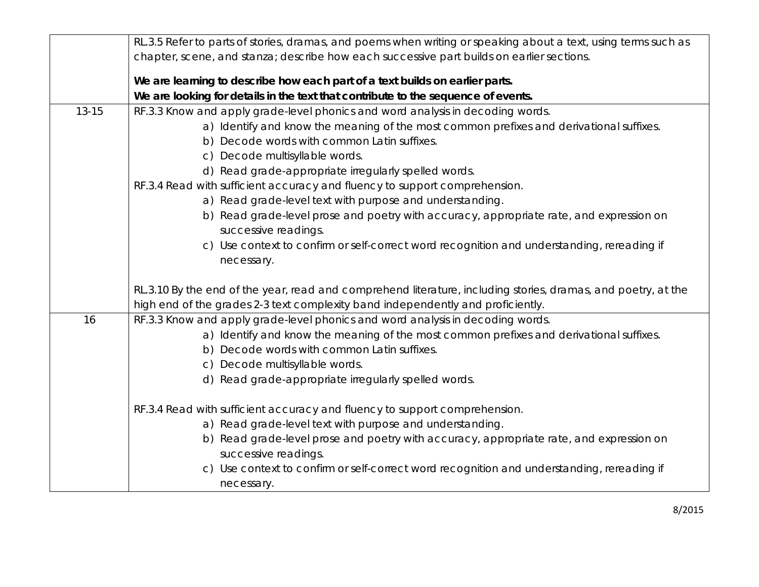| | |
|---|---|
| | RL.3.5 Refer to parts of stories, dramas, and poems when writing or speaking about a text, using terms such as chapter, scene, and stanza; describe how each successive part builds on earlier sections.<br><br>**We are learning to describe how each part of a text builds on earlier parts.**<br>**We are looking for details in the text that contribute to the sequence of events.** |
| 13-15 | RF.3.3 Know and apply grade-level phonics and word analysis in decoding words.<br>a) Identify and know the meaning of the most common prefixes and derivational suffixes.<br>b) Decode words with common Latin suffixes.<br>c) Decode multisyllable words.<br>d) Read grade-appropriate irregularly spelled words.<br>RF.3.4 Read with sufficient accuracy and fluency to support comprehension.<br>a) Read grade-level text with purpose and understanding.<br>b) Read grade-level prose and poetry with accuracy, appropriate rate, and expression on successive readings.<br>c) Use context to confirm or self-correct word recognition and understanding, rereading if necessary.<br><br>RL.3.10 By the end of the year, read and comprehend literature, including stories, dramas, and poetry, at the high end of the grades 2-3 text complexity band independently and proficiently. |
| 16 | RF.3.3 Know and apply grade-level phonics and word analysis in decoding words.<br>a) Identify and know the meaning of the most common prefixes and derivational suffixes.<br>b) Decode words with common Latin suffixes.<br>c) Decode multisyllable words.<br>d) Read grade-appropriate irregularly spelled words.<br><br>RF.3.4 Read with sufficient accuracy and fluency to support comprehension.<br>a) Read grade-level text with purpose and understanding.<br>b) Read grade-level prose and poetry with accuracy, appropriate rate, and expression on successive readings.<br>c) Use context to confirm or self-correct word recognition and understanding, rereading if necessary. |

8/2015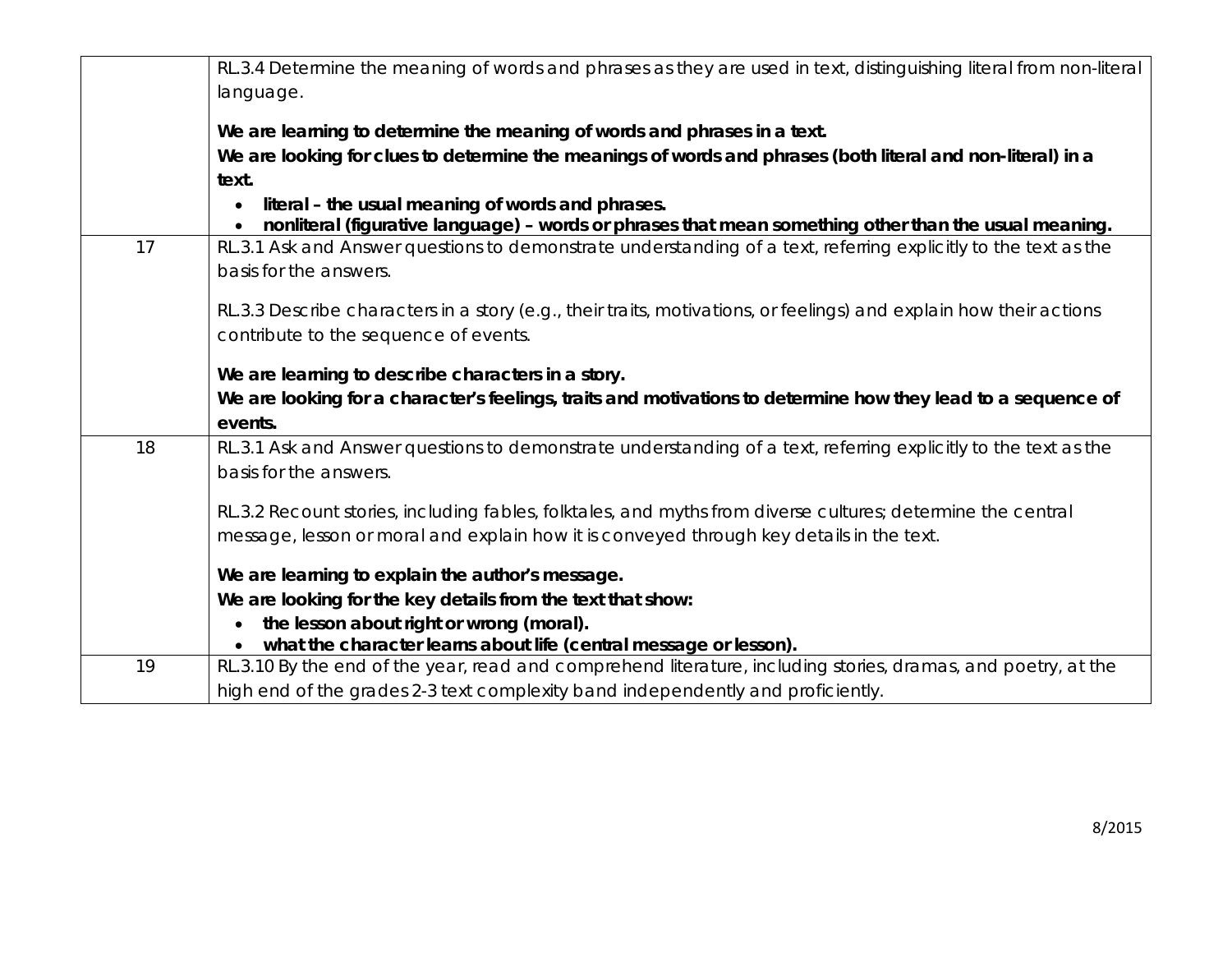| | |
|---|---|
| | RL.3.4 Determine the meaning of words and phrases as they are used in text, distinguishing literal from non-literal language.<br><br>**We are learning to determine the meaning of words and phrases in a text.**<br>**We are looking for clues to determine the meanings of words and phrases (both literal and non-literal) in a text.**<br>• **literal – the usual meaning of words and phrases.**<br>• **nonliteral (figurative language) – words or phrases that mean something other than the usual meaning.** |
| 17 | RL.3.1 Ask and Answer questions to demonstrate understanding of a text, referring explicitly to the text as the basis for the answers.<br><br>RL.3.3 Describe characters in a story (e.g., their traits, motivations, or feelings) and explain how their actions contribute to the sequence of events.<br><br>**We are learning to describe characters in a story.**<br>**We are looking for a character's feelings, traits and motivations to determine how they lead to a sequence of events.** |
| 18 | RL.3.1 Ask and Answer questions to demonstrate understanding of a text, referring explicitly to the text as the basis for the answers.<br><br>RL.3.2 Recount stories, including fables, folktales, and myths from diverse cultures; determine the central message, lesson or moral and explain how it is conveyed through key details in the text.<br><br>**We are learning to explain the author's message.**<br>**We are looking for the key details from the text that show:**<br>• **the lesson about right or wrong (moral).**<br>• **what the character learns about life (central message or lesson).** |
| 19 | RL.3.10 By the end of the year, read and comprehend literature, including stories, dramas, and poetry, at the high end of the grades 2-3 text complexity band independently and proficiently. |

8/2015